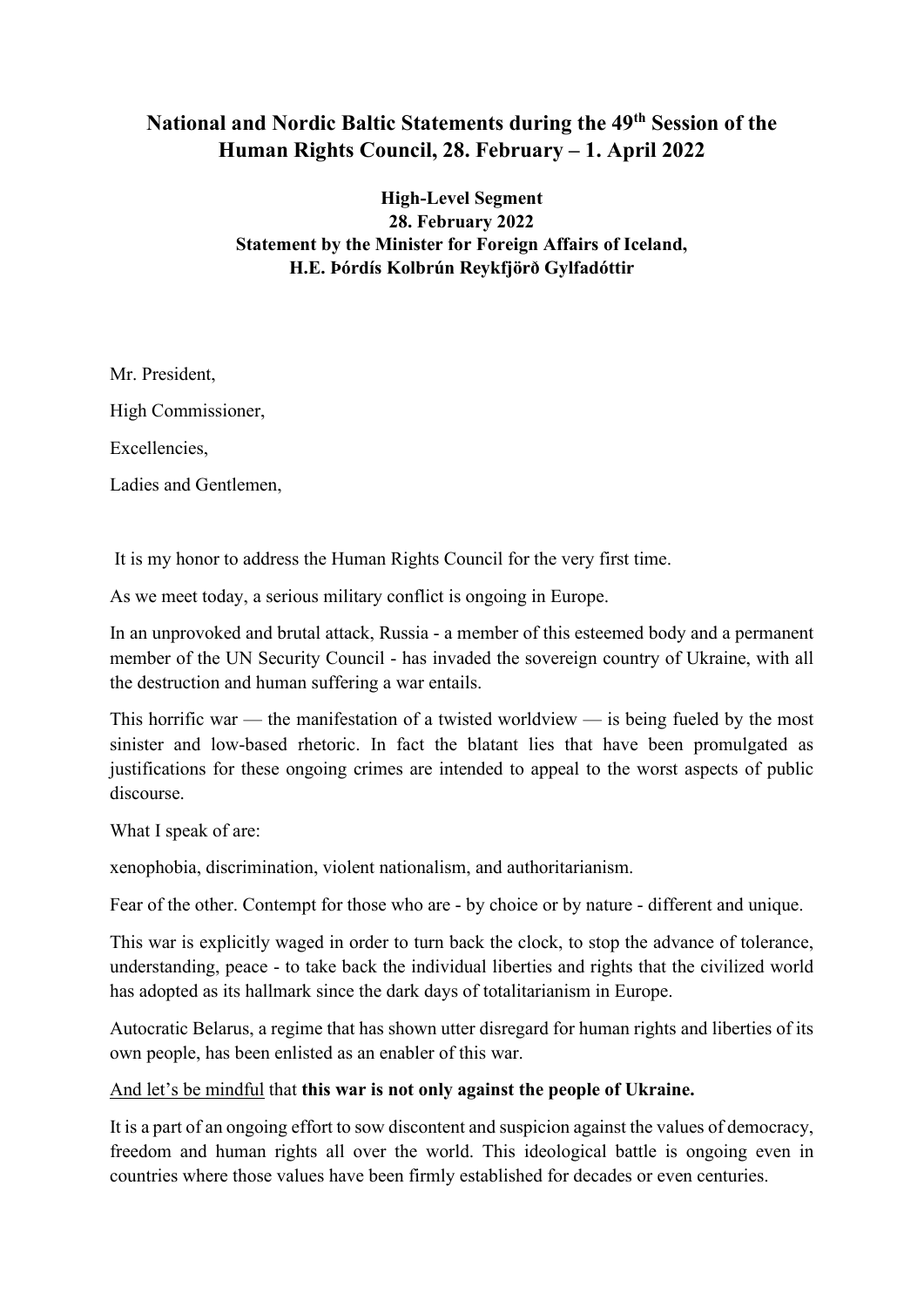# National and Nordic Baltic Statements during the 49th Session of the Human Rights Council, 28. February – 1. April 2022

**High-Level Segment**
**28. February 2022**
**Statement by the Minister for Foreign Affairs of Iceland,**
**H.E. Þórdís Kolbrún Reykfjörð Gylfadóttir**

Mr. President,

High Commissioner,

Excellencies,

Ladies and Gentlemen,

It is my honor to address the Human Rights Council for the very first time.

As we meet today, a serious military conflict is ongoing in Europe.

In an unprovoked and brutal attack, Russia - a member of this esteemed body and a permanent member of the UN Security Council - has invaded the sovereign country of Ukraine, with all the destruction and human suffering a war entails.

This horrific war — the manifestation of a twisted worldview — is being fueled by the most sinister and low-based rhetoric. In fact the blatant lies that have been promulgated as justifications for these ongoing crimes are intended to appeal to the worst aspects of public discourse.

What I speak of are:

xenophobia, discrimination, violent nationalism, and authoritarianism.

Fear of the other. Contempt for those who are - by choice or by nature - different and unique.

This war is explicitly waged in order to turn back the clock, to stop the advance of tolerance, understanding, peace - to take back the individual liberties and rights that the civilized world has adopted as its hallmark since the dark days of totalitarianism in Europe.

Autocratic Belarus, a regime that has shown utter disregard for human rights and liberties of its own people, has been enlisted as an enabler of this war.

And let's be mindful that **this war is not only against the people of Ukraine.**

It is a part of an ongoing effort to sow discontent and suspicion against the values of democracy, freedom and human rights all over the world. This ideological battle is ongoing even in countries where those values have been firmly established for decades or even centuries.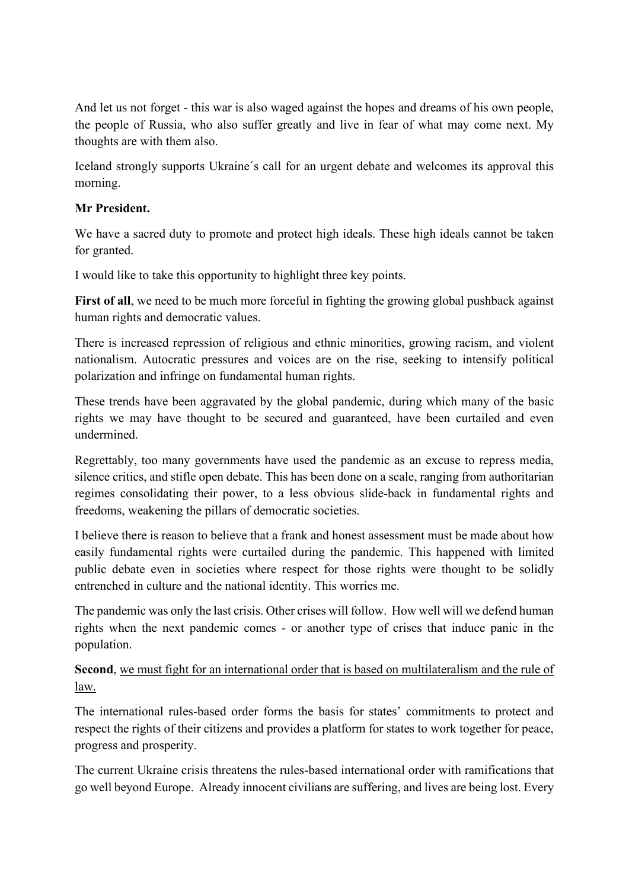And let us not forget - this war is also waged against the hopes and dreams of his own people, the people of Russia, who also suffer greatly and live in fear of what may come next. My thoughts are with them also.

Iceland strongly supports Ukraine´s call for an urgent debate and welcomes its approval this morning.

**Mr President.**

We have a sacred duty to promote and protect high ideals. These high ideals cannot be taken for granted.

I would like to take this opportunity to highlight three key points.

**First of all**, we need to be much more forceful in fighting the growing global pushback against human rights and democratic values.

There is increased repression of religious and ethnic minorities, growing racism, and violent nationalism. Autocratic pressures and voices are on the rise, seeking to intensify political polarization and infringe on fundamental human rights.

These trends have been aggravated by the global pandemic, during which many of the basic rights we may have thought to be secured and guaranteed, have been curtailed and even undermined.

Regrettably, too many governments have used the pandemic as an excuse to repress media, silence critics, and stifle open debate. This has been done on a scale, ranging from authoritarian regimes consolidating their power, to a less obvious slide-back in fundamental rights and freedoms, weakening the pillars of democratic societies.

I believe there is reason to believe that a frank and honest assessment must be made about how easily fundamental rights were curtailed during the pandemic. This happened with limited public debate even in societies where respect for those rights were thought to be solidly entrenched in culture and the national identity. This worries me.

The pandemic was only the last crisis. Other crises will follow. How well will we defend human rights when the next pandemic comes - or another type of crises that induce panic in the population.

**Second**, <u>we must fight for an international order that is based on multilateralism and the rule of law.</u>

The international rules-based order forms the basis for states' commitments to protect and respect the rights of their citizens and provides a platform for states to work together for peace, progress and prosperity.

The current Ukraine crisis threatens the rules-based international order with ramifications that go well beyond Europe. Already innocent civilians are suffering, and lives are being lost. Every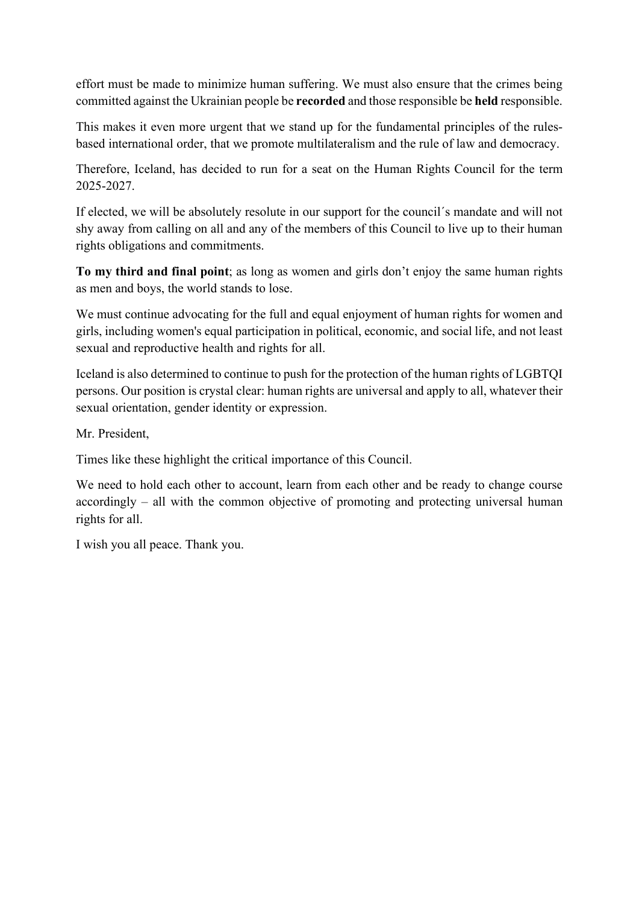effort must be made to minimize human suffering. We must also ensure that the crimes being committed against the Ukrainian people be **recorded** and those responsible be **held** responsible.

This makes it even more urgent that we stand up for the fundamental principles of the rules-based international order, that we promote multilateralism and the rule of law and democracy.

Therefore, Iceland, has decided to run for a seat on the Human Rights Council for the term 2025-2027.

If elected, we will be absolutely resolute in our support for the council´s mandate and will not shy away from calling on all and any of the members of this Council to live up to their human rights obligations and commitments.

**To my third and final point**; as long as women and girls don't enjoy the same human rights as men and boys, the world stands to lose.

We must continue advocating for the full and equal enjoyment of human rights for women and girls, including women's equal participation in political, economic, and social life, and not least sexual and reproductive health and rights for all.

Iceland is also determined to continue to push for the protection of the human rights of LGBTQI persons. Our position is crystal clear: human rights are universal and apply to all, whatever their sexual orientation, gender identity or expression.

Mr. President,

Times like these highlight the critical importance of this Council.

We need to hold each other to account, learn from each other and be ready to change course accordingly – all with the common objective of promoting and protecting universal human rights for all.

I wish you all peace. Thank you.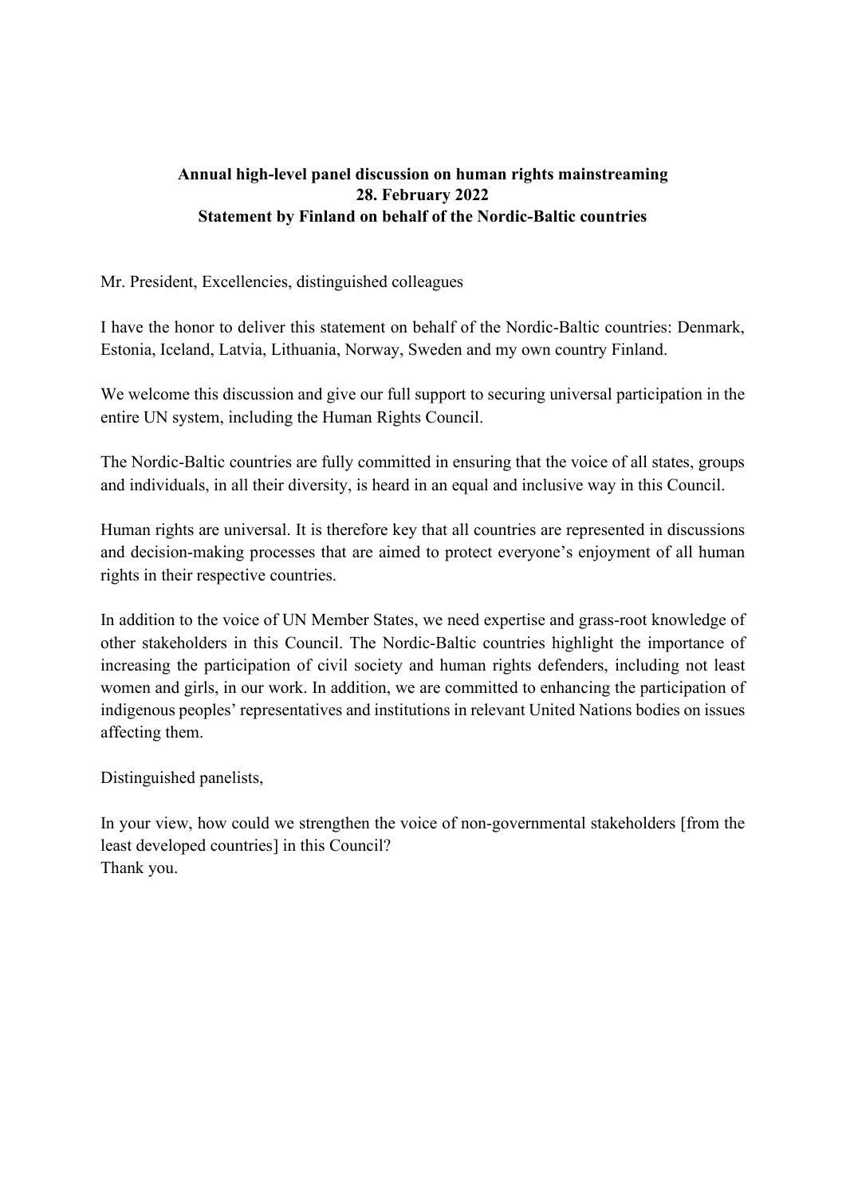**Annual high-level panel discussion on human rights mainstreaming**
**28. February 2022**
**Statement by Finland on behalf of the Nordic-Baltic countries**

Mr. President, Excellencies, distinguished colleagues

I have the honor to deliver this statement on behalf of the Nordic-Baltic countries: Denmark, Estonia, Iceland, Latvia, Lithuania, Norway, Sweden and my own country Finland.

We welcome this discussion and give our full support to securing universal participation in the entire UN system, including the Human Rights Council.

The Nordic-Baltic countries are fully committed in ensuring that the voice of all states, groups and individuals, in all their diversity, is heard in an equal and inclusive way in this Council.

Human rights are universal. It is therefore key that all countries are represented in discussions and decision-making processes that are aimed to protect everyone's enjoyment of all human rights in their respective countries.

In addition to the voice of UN Member States, we need expertise and grass-root knowledge of other stakeholders in this Council. The Nordic-Baltic countries highlight the importance of increasing the participation of civil society and human rights defenders, including not least women and girls, in our work. In addition, we are committed to enhancing the participation of indigenous peoples' representatives and institutions in relevant United Nations bodies on issues affecting them.

Distinguished panelists,

In your view, how could we strengthen the voice of non-governmental stakeholders [from the least developed countries] in this Council?
Thank you.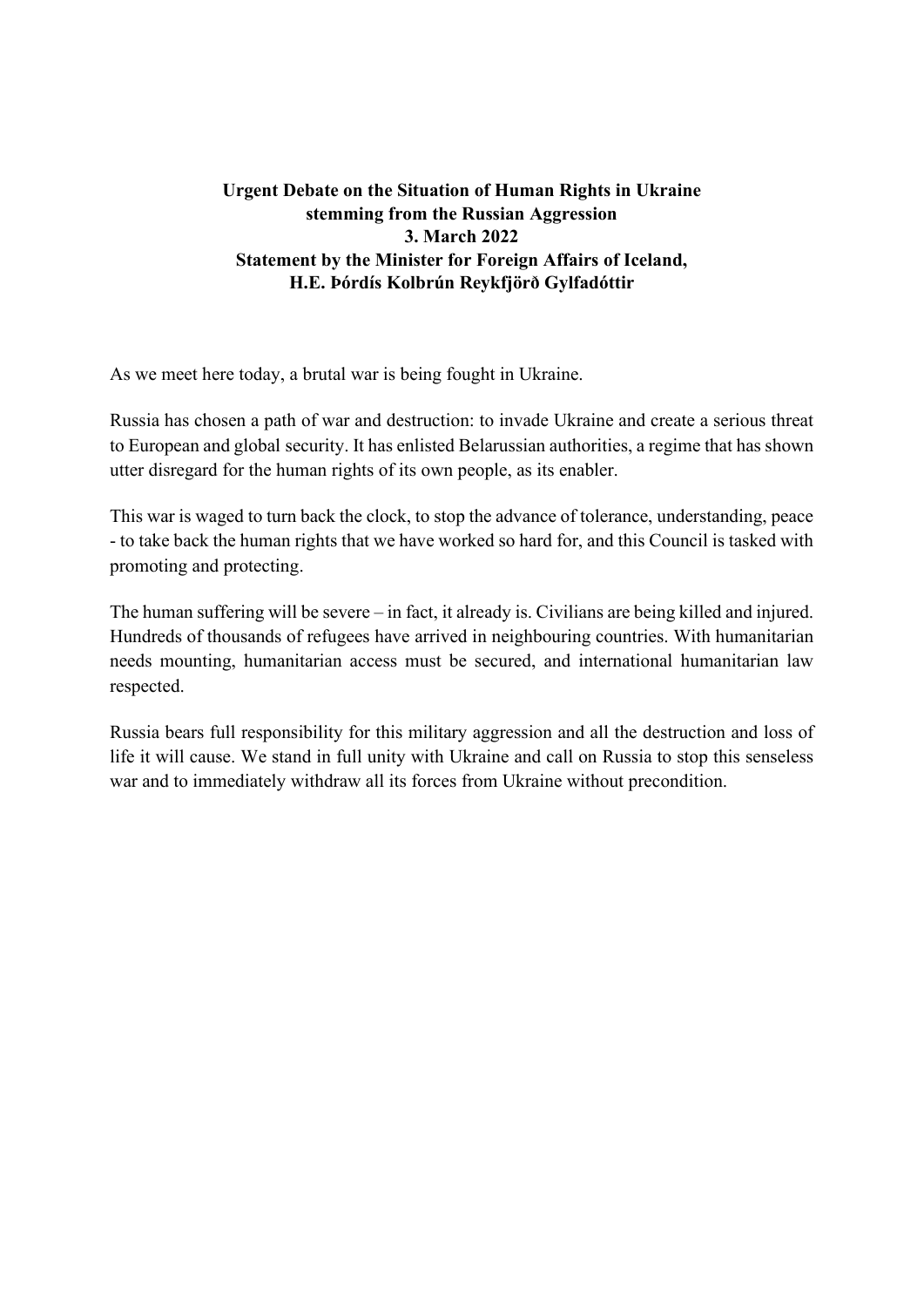**Urgent Debate on the Situation of Human Rights in Ukraine stemming from the Russian Aggression**
**3. March 2022**
**Statement by the Minister for Foreign Affairs of Iceland,**
**H.E. Þórdís Kolbrún Reykfjörð Gylfadóttir**

As we meet here today, a brutal war is being fought in Ukraine.

Russia has chosen a path of war and destruction: to invade Ukraine and create a serious threat to European and global security. It has enlisted Belarussian authorities, a regime that has shown utter disregard for the human rights of its own people, as its enabler.

This war is waged to turn back the clock, to stop the advance of tolerance, understanding, peace - to take back the human rights that we have worked so hard for, and this Council is tasked with promoting and protecting.

The human suffering will be severe – in fact, it already is. Civilians are being killed and injured. Hundreds of thousands of refugees have arrived in neighbouring countries. With humanitarian needs mounting, humanitarian access must be secured, and international humanitarian law respected.

Russia bears full responsibility for this military aggression and all the destruction and loss of life it will cause. We stand in full unity with Ukraine and call on Russia to stop this senseless war and to immediately withdraw all its forces from Ukraine without precondition.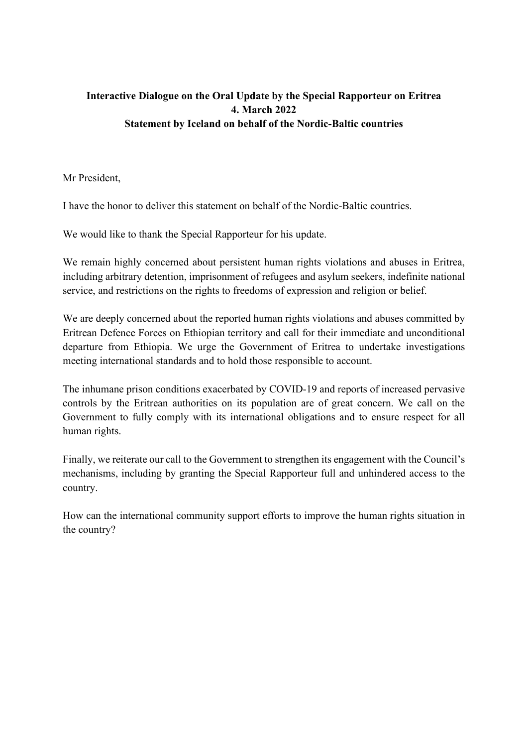**Interactive Dialogue on the Oral Update by the Special Rapporteur on Eritrea**
**4. March 2022**
**Statement by Iceland on behalf of the Nordic-Baltic countries**

Mr President,

I have the honor to deliver this statement on behalf of the Nordic-Baltic countries.

We would like to thank the Special Rapporteur for his update.

We remain highly concerned about persistent human rights violations and abuses in Eritrea, including arbitrary detention, imprisonment of refugees and asylum seekers, indefinite national service, and restrictions on the rights to freedoms of expression and religion or belief.

We are deeply concerned about the reported human rights violations and abuses committed by Eritrean Defence Forces on Ethiopian territory and call for their immediate and unconditional departure from Ethiopia. We urge the Government of Eritrea to undertake investigations meeting international standards and to hold those responsible to account.

The inhumane prison conditions exacerbated by COVID-19 and reports of increased pervasive controls by the Eritrean authorities on its population are of great concern. We call on the Government to fully comply with its international obligations and to ensure respect for all human rights.

Finally, we reiterate our call to the Government to strengthen its engagement with the Council's mechanisms, including by granting the Special Rapporteur full and unhindered access to the country.

How can the international community support efforts to improve the human rights situation in the country?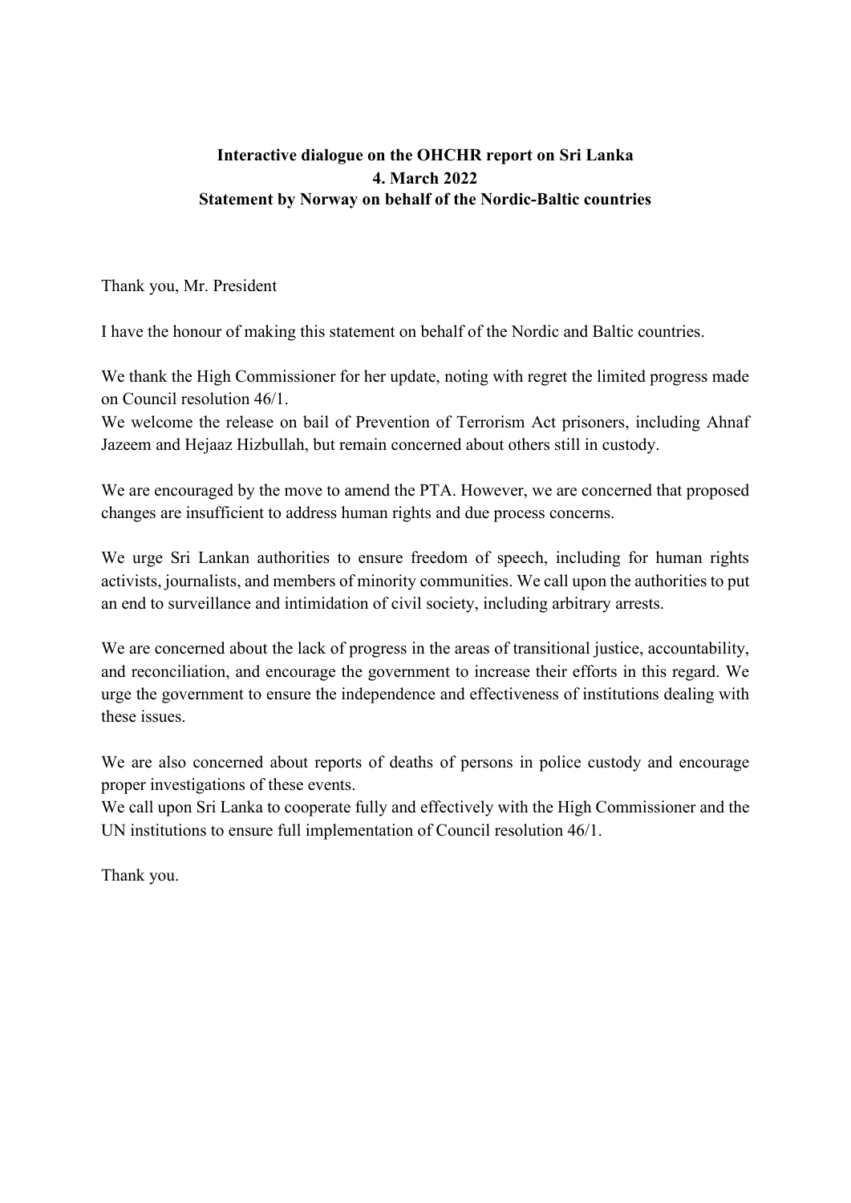**Interactive dialogue on the OHCHR report on Sri Lanka**
**4. March 2022**
**Statement by Norway on behalf of the Nordic-Baltic countries**

Thank you, Mr. President

I have the honour of making this statement on behalf of the Nordic and Baltic countries.

We thank the High Commissioner for her update, noting with regret the limited progress made on Council resolution 46/1.
We welcome the release on bail of Prevention of Terrorism Act prisoners, including Ahnaf Jazeem and Hejaaz Hizbullah, but remain concerned about others still in custody.

We are encouraged by the move to amend the PTA. However, we are concerned that proposed changes are insufficient to address human rights and due process concerns.

We urge Sri Lankan authorities to ensure freedom of speech, including for human rights activists, journalists, and members of minority communities. We call upon the authorities to put an end to surveillance and intimidation of civil society, including arbitrary arrests.

We are concerned about the lack of progress in the areas of transitional justice, accountability, and reconciliation, and encourage the government to increase their efforts in this regard. We urge the government to ensure the independence and effectiveness of institutions dealing with these issues.

We are also concerned about reports of deaths of persons in police custody and encourage proper investigations of these events.
We call upon Sri Lanka to cooperate fully and effectively with the High Commissioner and the UN institutions to ensure full implementation of Council resolution 46/1.

Thank you.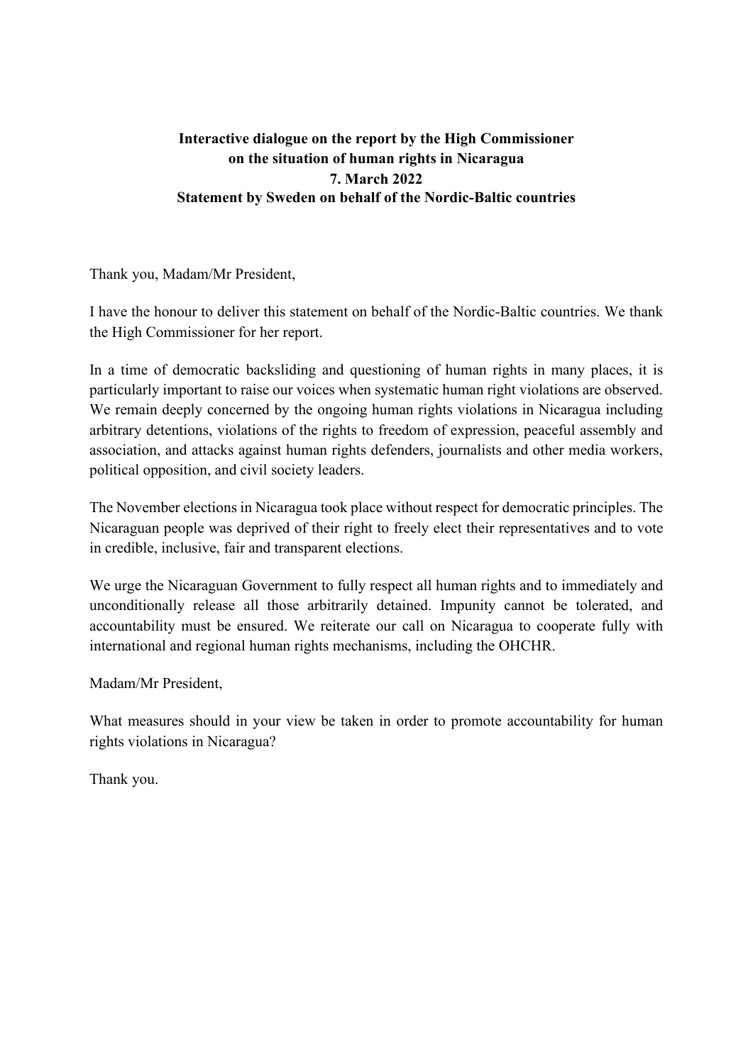**Interactive dialogue on the report by the High Commissioner on the situation of human rights in Nicaragua**
**7. March 2022**
**Statement by Sweden on behalf of the Nordic-Baltic countries**

Thank you, Madam/Mr President,

I have the honour to deliver this statement on behalf of the Nordic-Baltic countries. We thank the High Commissioner for her report.

In a time of democratic backsliding and questioning of human rights in many places, it is particularly important to raise our voices when systematic human right violations are observed. We remain deeply concerned by the ongoing human rights violations in Nicaragua including arbitrary detentions, violations of the rights to freedom of expression, peaceful assembly and association, and attacks against human rights defenders, journalists and other media workers, political opposition, and civil society leaders.

The November elections in Nicaragua took place without respect for democratic principles. The Nicaraguan people was deprived of their right to freely elect their representatives and to vote in credible, inclusive, fair and transparent elections.

We urge the Nicaraguan Government to fully respect all human rights and to immediately and unconditionally release all those arbitrarily detained. Impunity cannot be tolerated, and accountability must be ensured. We reiterate our call on Nicaragua to cooperate fully with international and regional human rights mechanisms, including the OHCHR.

Madam/Mr President,

What measures should in your view be taken in order to promote accountability for human rights violations in Nicaragua?

Thank you.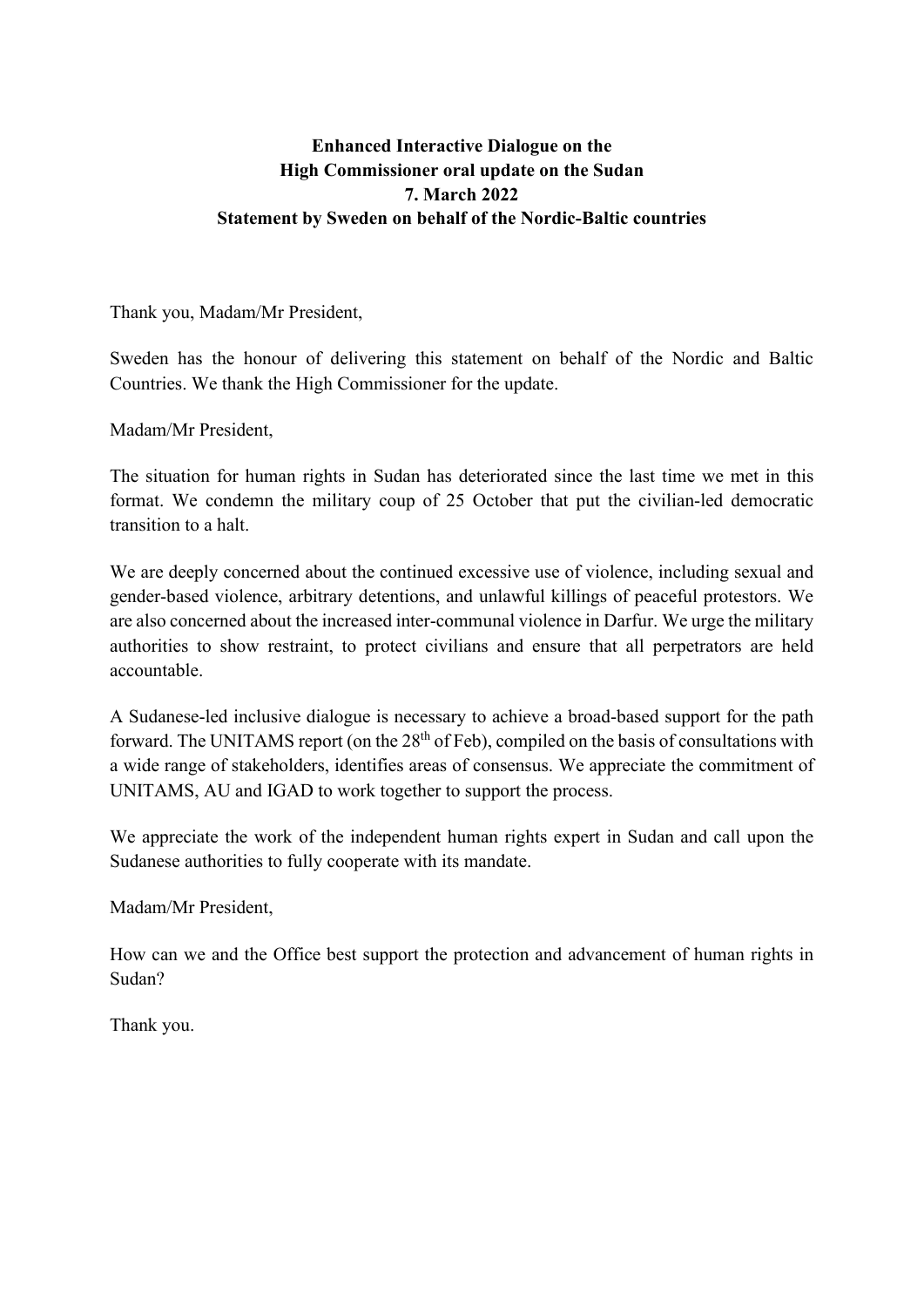**Enhanced Interactive Dialogue on the**
**High Commissioner oral update on the Sudan**
**7. March 2022**
**Statement by Sweden on behalf of the Nordic-Baltic countries**

Thank you, Madam/Mr President,

Sweden has the honour of delivering this statement on behalf of the Nordic and Baltic Countries. We thank the High Commissioner for the update.

Madam/Mr President,

The situation for human rights in Sudan has deteriorated since the last time we met in this format. We condemn the military coup of 25 October that put the civilian-led democratic transition to a halt.

We are deeply concerned about the continued excessive use of violence, including sexual and gender-based violence, arbitrary detentions, and unlawful killings of peaceful protestors. We are also concerned about the increased inter-communal violence in Darfur. We urge the military authorities to show restraint, to protect civilians and ensure that all perpetrators are held accountable.

A Sudanese-led inclusive dialogue is necessary to achieve a broad-based support for the path forward. The UNITAMS report (on the 28th of Feb), compiled on the basis of consultations with a wide range of stakeholders, identifies areas of consensus. We appreciate the commitment of UNITAMS, AU and IGAD to work together to support the process.

We appreciate the work of the independent human rights expert in Sudan and call upon the Sudanese authorities to fully cooperate with its mandate.

Madam/Mr President,

How can we and the Office best support the protection and advancement of human rights in Sudan?

Thank you.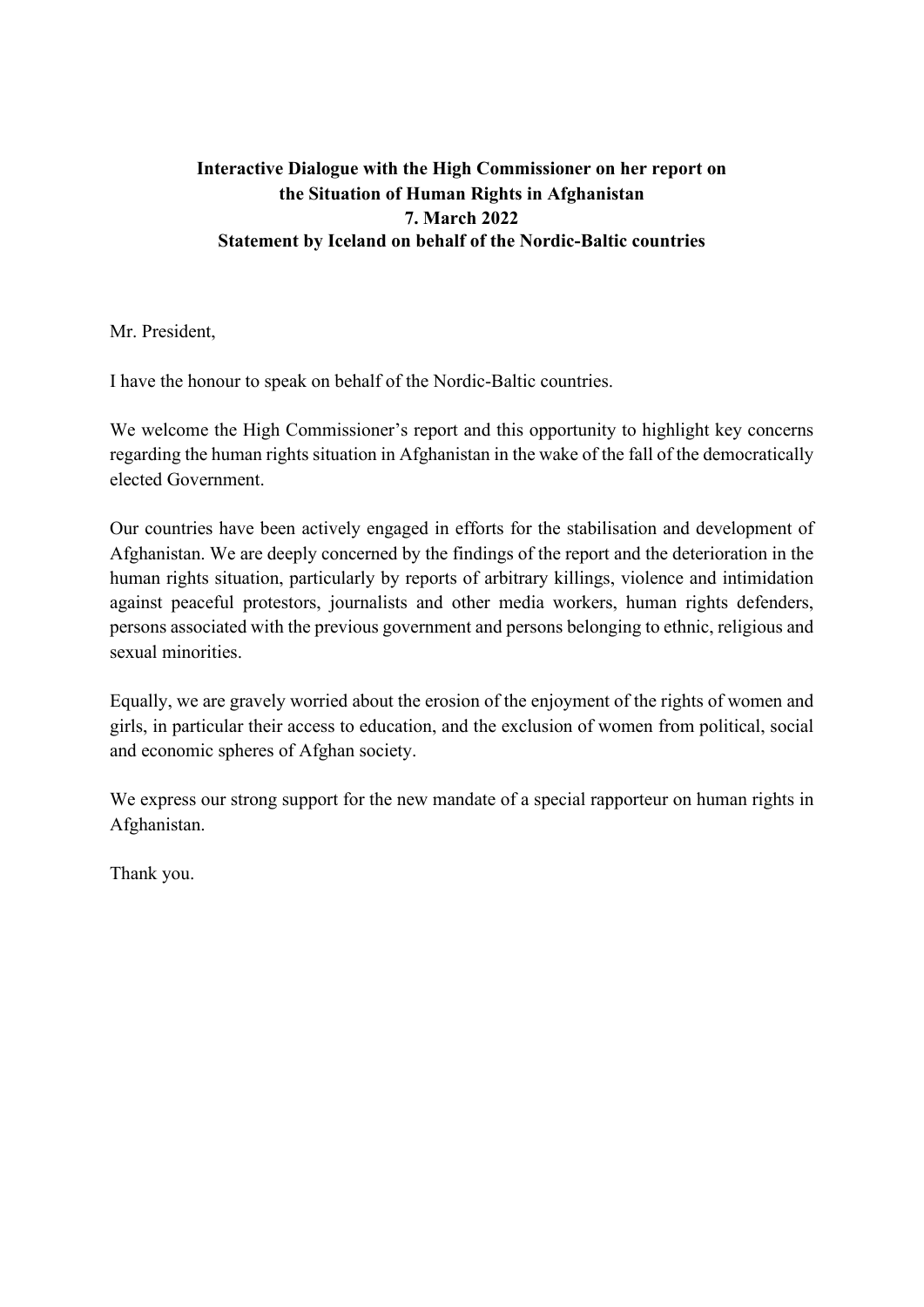**Interactive Dialogue with the High Commissioner on her report on the Situation of Human Rights in Afghanistan**
**7. March 2022**
**Statement by Iceland on behalf of the Nordic-Baltic countries**

Mr. President,

I have the honour to speak on behalf of the Nordic-Baltic countries.

We welcome the High Commissioner's report and this opportunity to highlight key concerns regarding the human rights situation in Afghanistan in the wake of the fall of the democratically elected Government.

Our countries have been actively engaged in efforts for the stabilisation and development of Afghanistan. We are deeply concerned by the findings of the report and the deterioration in the human rights situation, particularly by reports of arbitrary killings, violence and intimidation against peaceful protestors, journalists and other media workers, human rights defenders, persons associated with the previous government and persons belonging to ethnic, religious and sexual minorities.

Equally, we are gravely worried about the erosion of the enjoyment of the rights of women and girls, in particular their access to education, and the exclusion of women from political, social and economic spheres of Afghan society.

We express our strong support for the new mandate of a special rapporteur on human rights in Afghanistan.

Thank you.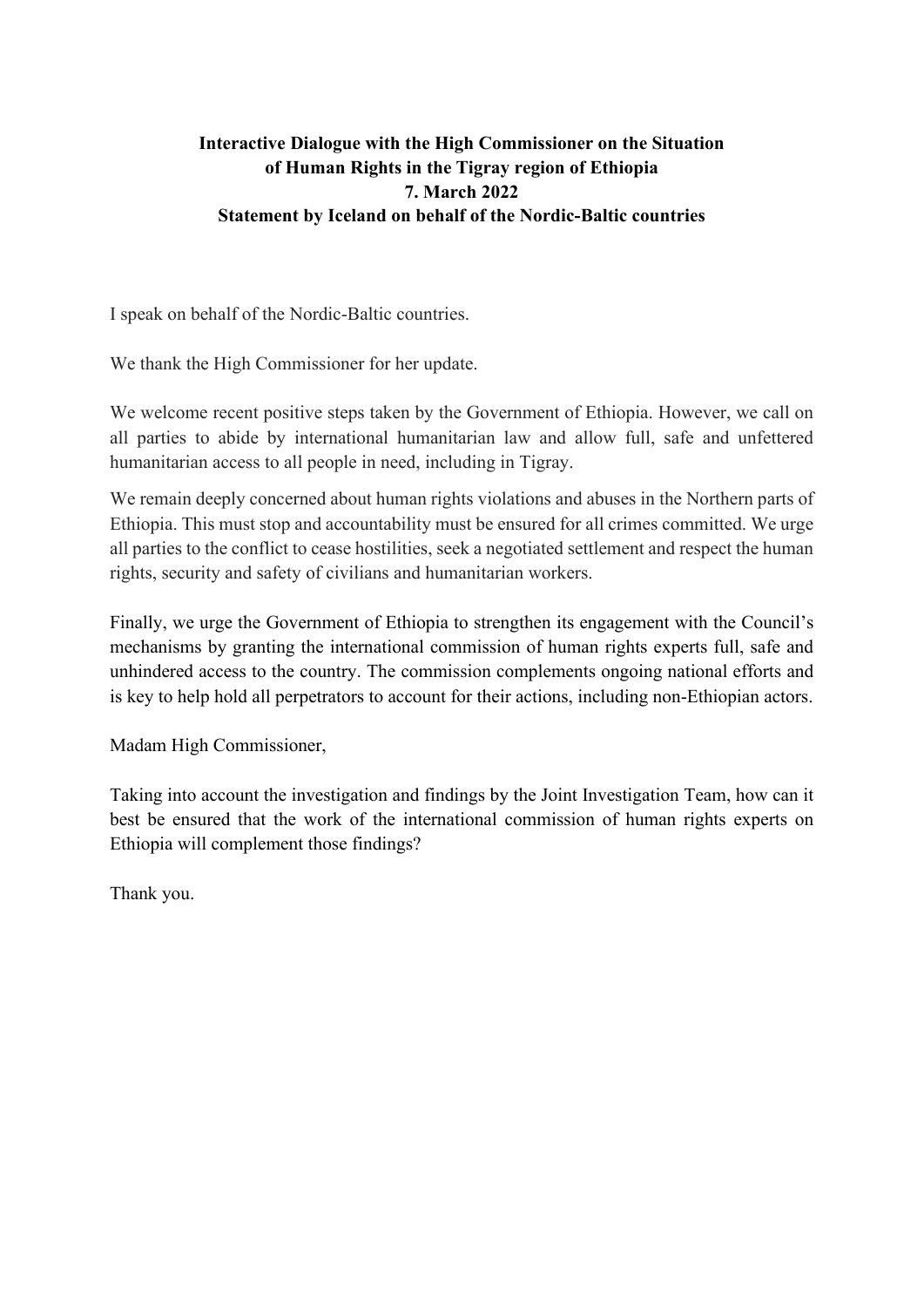**Interactive Dialogue with the High Commissioner on the Situation of Human Rights in the Tigray region of Ethiopia**
**7. March 2022**
**Statement by Iceland on behalf of the Nordic-Baltic countries**

I speak on behalf of the Nordic-Baltic countries.

We thank the High Commissioner for her update.

We welcome recent positive steps taken by the Government of Ethiopia. However, we call on all parties to abide by international humanitarian law and allow full, safe and unfettered humanitarian access to all people in need, including in Tigray.

We remain deeply concerned about human rights violations and abuses in the Northern parts of Ethiopia. This must stop and accountability must be ensured for all crimes committed. We urge all parties to the conflict to cease hostilities, seek a negotiated settlement and respect the human rights, security and safety of civilians and humanitarian workers.

Finally, we urge the Government of Ethiopia to strengthen its engagement with the Council's mechanisms by granting the international commission of human rights experts full, safe and unhindered access to the country. The commission complements ongoing national efforts and is key to help hold all perpetrators to account for their actions, including non-Ethiopian actors.

Madam High Commissioner,

Taking into account the investigation and findings by the Joint Investigation Team, how can it best be ensured that the work of the international commission of human rights experts on Ethiopia will complement those findings?

Thank you.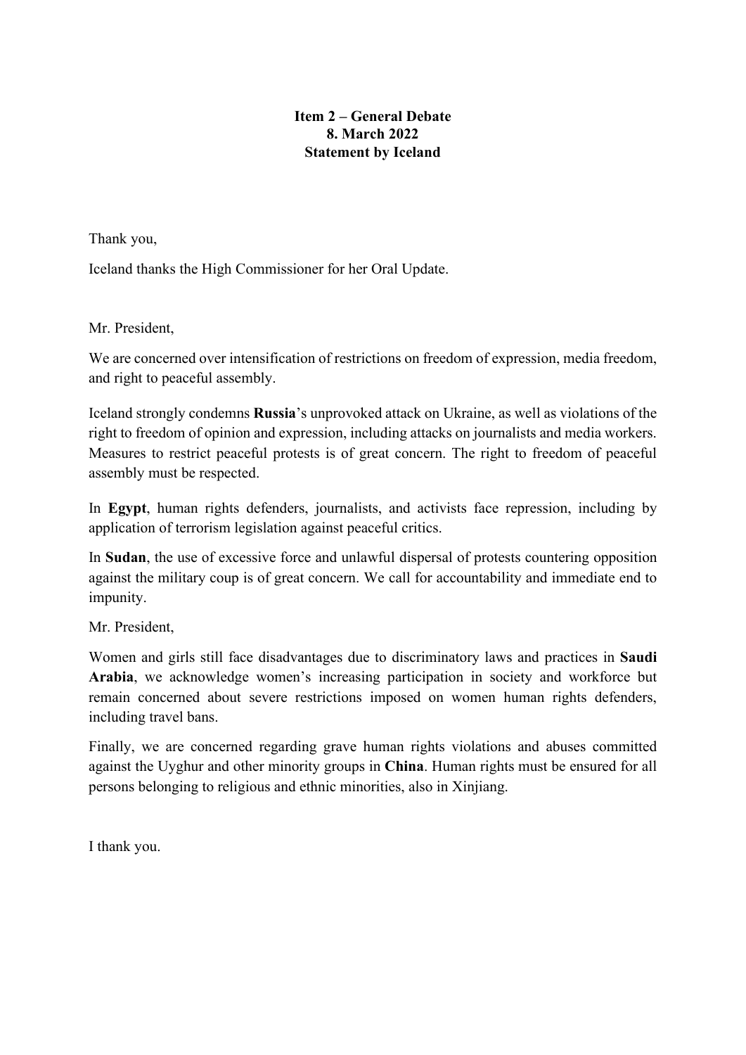**Item 2 – General Debate**
**8. March 2022**
**Statement by Iceland**

Thank you,

Iceland thanks the High Commissioner for her Oral Update.

Mr. President,

We are concerned over intensification of restrictions on freedom of expression, media freedom, and right to peaceful assembly.

Iceland strongly condemns **Russia**'s unprovoked attack on Ukraine, as well as violations of the right to freedom of opinion and expression, including attacks on journalists and media workers. Measures to restrict peaceful protests is of great concern. The right to freedom of peaceful assembly must be respected.

In **Egypt**, human rights defenders, journalists, and activists face repression, including by application of terrorism legislation against peaceful critics.

In **Sudan**, the use of excessive force and unlawful dispersal of protests countering opposition against the military coup is of great concern. We call for accountability and immediate end to impunity.

Mr. President,

Women and girls still face disadvantages due to discriminatory laws and practices in **Saudi Arabia**, we acknowledge women's increasing participation in society and workforce but remain concerned about severe restrictions imposed on women human rights defenders, including travel bans.

Finally, we are concerned regarding grave human rights violations and abuses committed against the Uyghur and other minority groups in **China**. Human rights must be ensured for all persons belonging to religious and ethnic minorities, also in Xinjiang.

I thank you.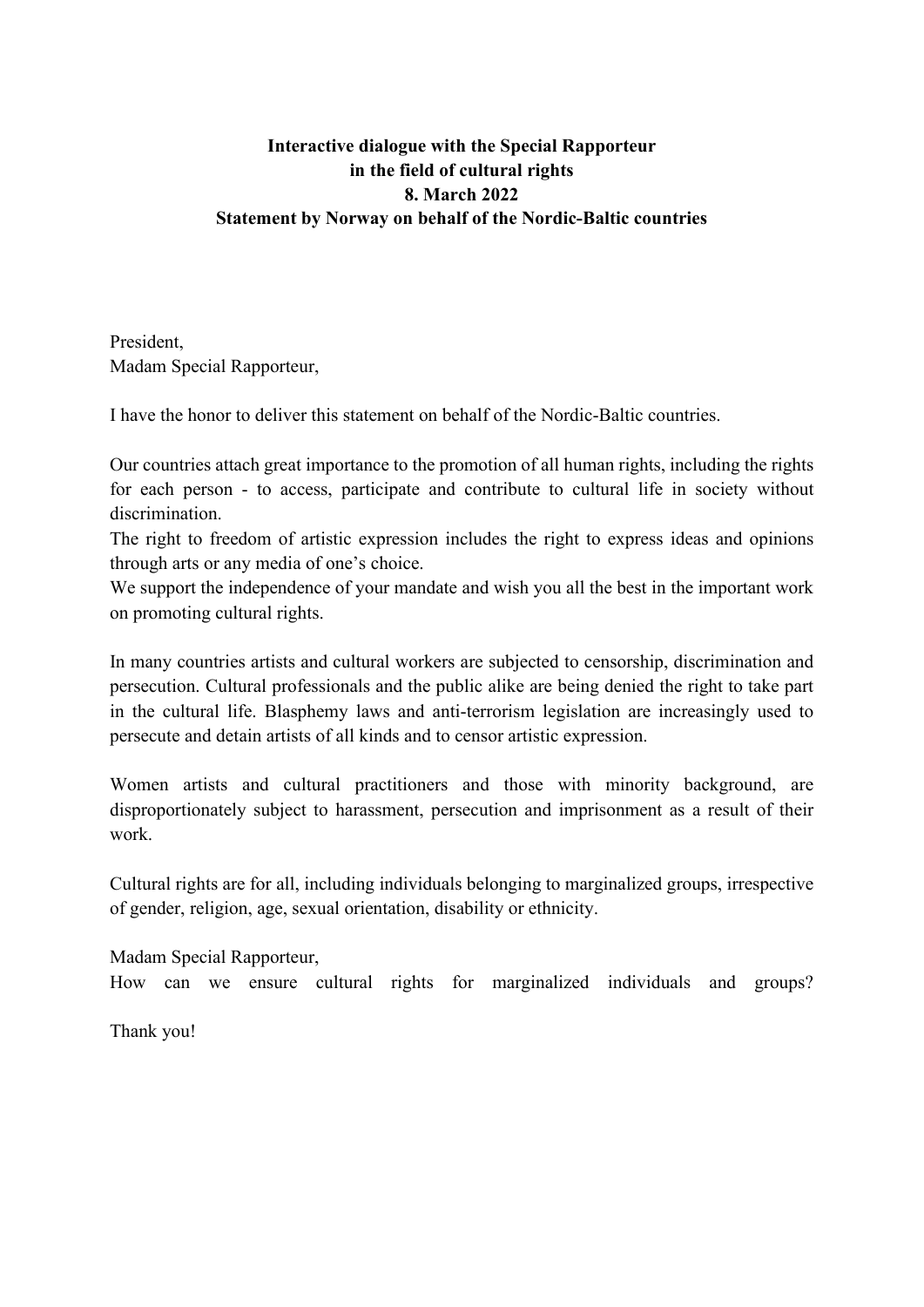**Interactive dialogue with the Special Rapporteur in the field of cultural rights 8. March 2022 Statement by Norway on behalf of the Nordic-Baltic countries**

President,
Madam Special Rapporteur,

I have the honor to deliver this statement on behalf of the Nordic-Baltic countries.

Our countries attach great importance to the promotion of all human rights, including the rights for each person - to access, participate and contribute to cultural life in society without discrimination.
The right to freedom of artistic expression includes the right to express ideas and opinions through arts or any media of one's choice.
We support the independence of your mandate and wish you all the best in the important work on promoting cultural rights.

In many countries artists and cultural workers are subjected to censorship, discrimination and persecution. Cultural professionals and the public alike are being denied the right to take part in the cultural life. Blasphemy laws and anti-terrorism legislation are increasingly used to persecute and detain artists of all kinds and to censor artistic expression.

Women artists and cultural practitioners and those with minority background, are disproportionately subject to harassment, persecution and imprisonment as a result of their work.

Cultural rights are for all, including individuals belonging to marginalized groups, irrespective of gender, religion, age, sexual orientation, disability or ethnicity.

Madam Special Rapporteur,
How can we ensure cultural rights for marginalized individuals and groups?

Thank you!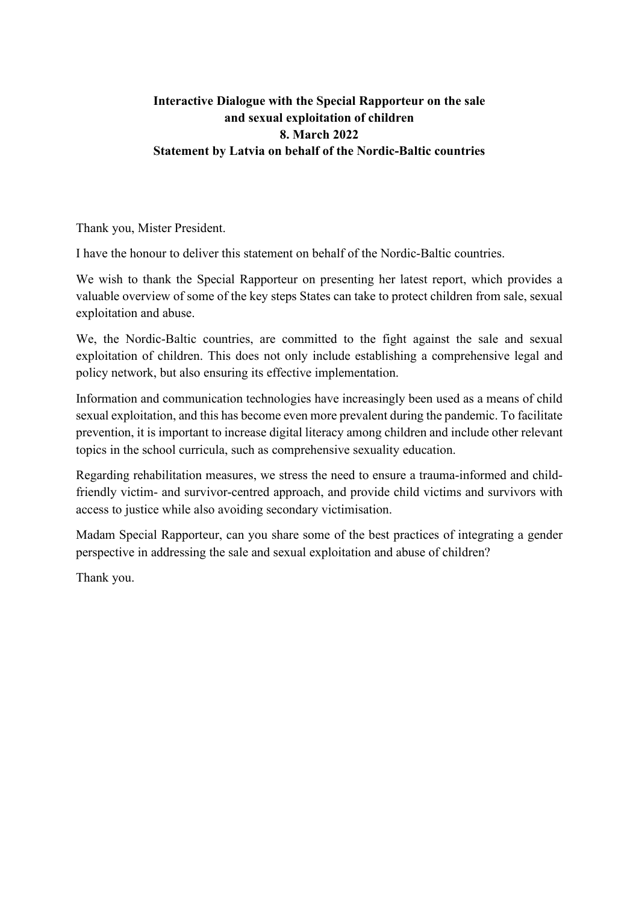**Interactive Dialogue with the Special Rapporteur on the sale and sexual exploitation of children**
**8. March 2022**
**Statement by Latvia on behalf of the Nordic-Baltic countries**

Thank you, Mister President.

I have the honour to deliver this statement on behalf of the Nordic-Baltic countries.

We wish to thank the Special Rapporteur on presenting her latest report, which provides a valuable overview of some of the key steps States can take to protect children from sale, sexual exploitation and abuse.

We, the Nordic-Baltic countries, are committed to the fight against the sale and sexual exploitation of children. This does not only include establishing a comprehensive legal and policy network, but also ensuring its effective implementation.

Information and communication technologies have increasingly been used as a means of child sexual exploitation, and this has become even more prevalent during the pandemic. To facilitate prevention, it is important to increase digital literacy among children and include other relevant topics in the school curricula, such as comprehensive sexuality education.

Regarding rehabilitation measures, we stress the need to ensure a trauma-informed and child-friendly victim- and survivor-centred approach, and provide child victims and survivors with access to justice while also avoiding secondary victimisation.

Madam Special Rapporteur, can you share some of the best practices of integrating a gender perspective in addressing the sale and sexual exploitation and abuse of children?

Thank you.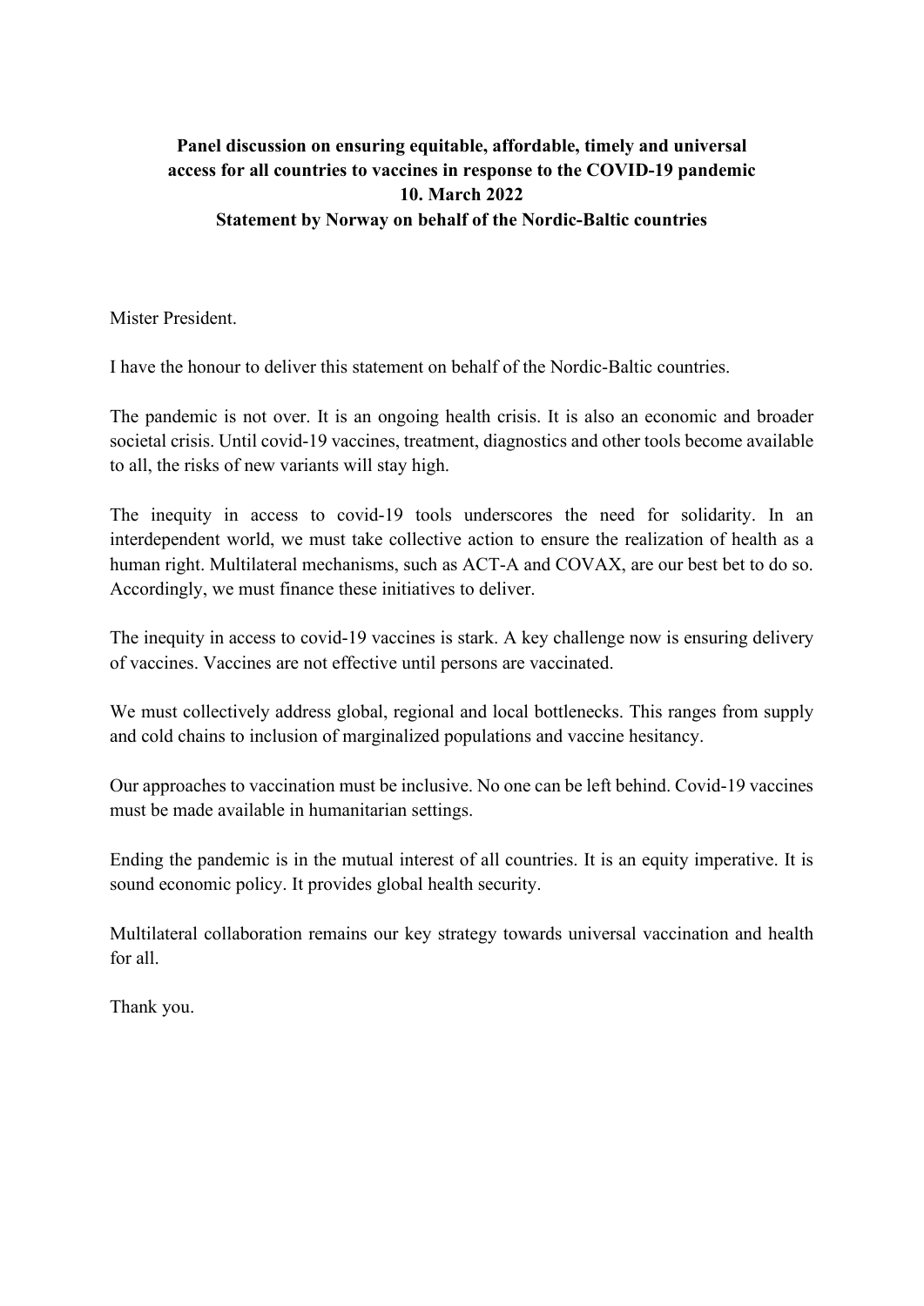**Panel discussion on ensuring equitable, affordable, timely and universal access for all countries to vaccines in response to the COVID-19 pandemic**
**10. March 2022**
**Statement by Norway on behalf of the Nordic-Baltic countries**

Mister President.

I have the honour to deliver this statement on behalf of the Nordic-Baltic countries.

The pandemic is not over. It is an ongoing health crisis. It is also an economic and broader societal crisis. Until covid-19 vaccines, treatment, diagnostics and other tools become available to all, the risks of new variants will stay high.

The inequity in access to covid-19 tools underscores the need for solidarity. In an interdependent world, we must take collective action to ensure the realization of health as a human right. Multilateral mechanisms, such as ACT-A and COVAX, are our best bet to do so. Accordingly, we must finance these initiatives to deliver.

The inequity in access to covid-19 vaccines is stark. A key challenge now is ensuring delivery of vaccines. Vaccines are not effective until persons are vaccinated.

We must collectively address global, regional and local bottlenecks. This ranges from supply and cold chains to inclusion of marginalized populations and vaccine hesitancy.

Our approaches to vaccination must be inclusive. No one can be left behind. Covid-19 vaccines must be made available in humanitarian settings.

Ending the pandemic is in the mutual interest of all countries. It is an equity imperative. It is sound economic policy. It provides global health security.

Multilateral collaboration remains our key strategy towards universal vaccination and health for all.

Thank you.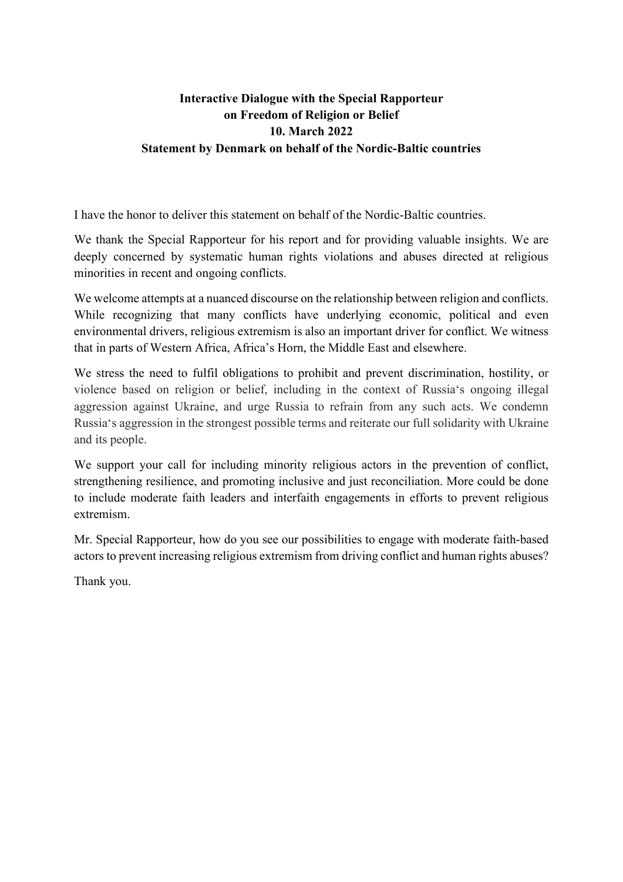**Interactive Dialogue with the Special Rapporteur on Freedom of Religion or Belief**
**10. March 2022**
**Statement by Denmark on behalf of the Nordic-Baltic countries**

I have the honor to deliver this statement on behalf of the Nordic-Baltic countries.

We thank the Special Rapporteur for his report and for providing valuable insights. We are deeply concerned by systematic human rights violations and abuses directed at religious minorities in recent and ongoing conflicts.

We welcome attempts at a nuanced discourse on the relationship between religion and conflicts. While recognizing that many conflicts have underlying economic, political and even environmental drivers, religious extremism is also an important driver for conflict. We witness that in parts of Western Africa, Africa's Horn, the Middle East and elsewhere.

We stress the need to fulfil obligations to prohibit and prevent discrimination, hostility, or violence based on religion or belief, including in the context of Russia's ongoing illegal aggression against Ukraine, and urge Russia to refrain from any such acts. We condemn Russia's aggression in the strongest possible terms and reiterate our full solidarity with Ukraine and its people.

We support your call for including minority religious actors in the prevention of conflict, strengthening resilience, and promoting inclusive and just reconciliation. More could be done to include moderate faith leaders and interfaith engagements in efforts to prevent religious extremism.

Mr. Special Rapporteur, how do you see our possibilities to engage with moderate faith-based actors to prevent increasing religious extremism from driving conflict and human rights abuses?

Thank you.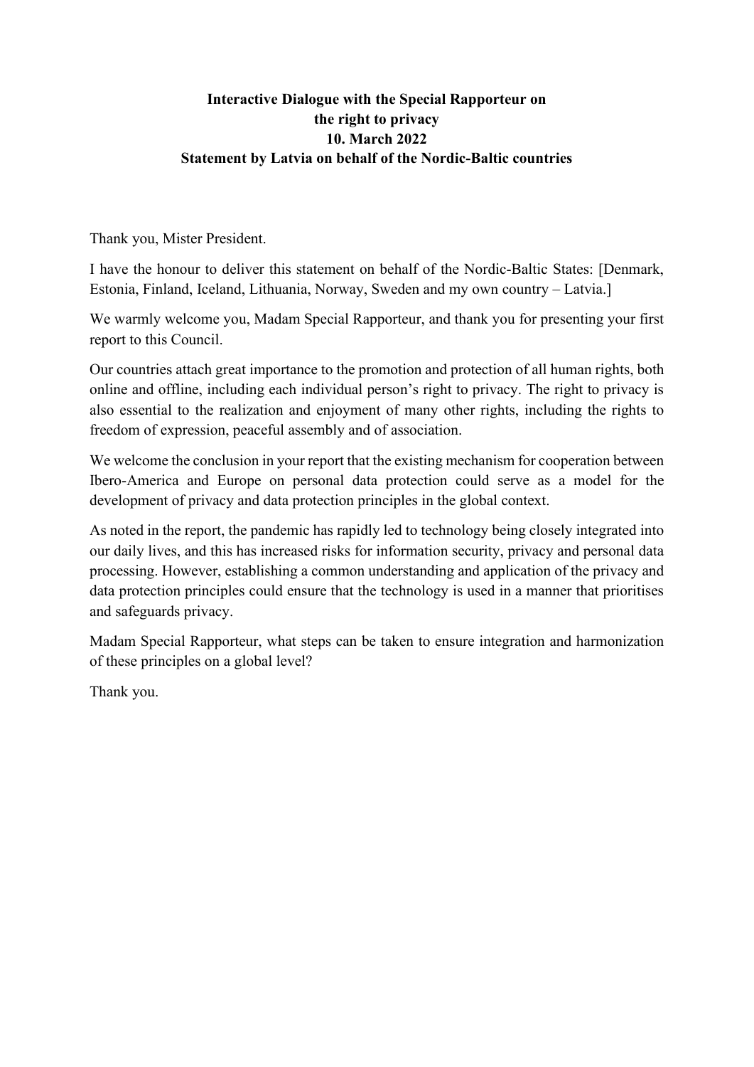**Interactive Dialogue with the Special Rapporteur on the right to privacy**
**10. March 2022**
**Statement by Latvia on behalf of the Nordic-Baltic countries**

Thank you, Mister President.

I have the honour to deliver this statement on behalf of the Nordic-Baltic States: [Denmark, Estonia, Finland, Iceland, Lithuania, Norway, Sweden and my own country – Latvia.]

We warmly welcome you, Madam Special Rapporteur, and thank you for presenting your first report to this Council.

Our countries attach great importance to the promotion and protection of all human rights, both online and offline, including each individual person's right to privacy. The right to privacy is also essential to the realization and enjoyment of many other rights, including the rights to freedom of expression, peaceful assembly and of association.

We welcome the conclusion in your report that the existing mechanism for cooperation between Ibero-America and Europe on personal data protection could serve as a model for the development of privacy and data protection principles in the global context.

As noted in the report, the pandemic has rapidly led to technology being closely integrated into our daily lives, and this has increased risks for information security, privacy and personal data processing. However, establishing a common understanding and application of the privacy and data protection principles could ensure that the technology is used in a manner that prioritises and safeguards privacy.

Madam Special Rapporteur, what steps can be taken to ensure integration and harmonization of these principles on a global level?

Thank you.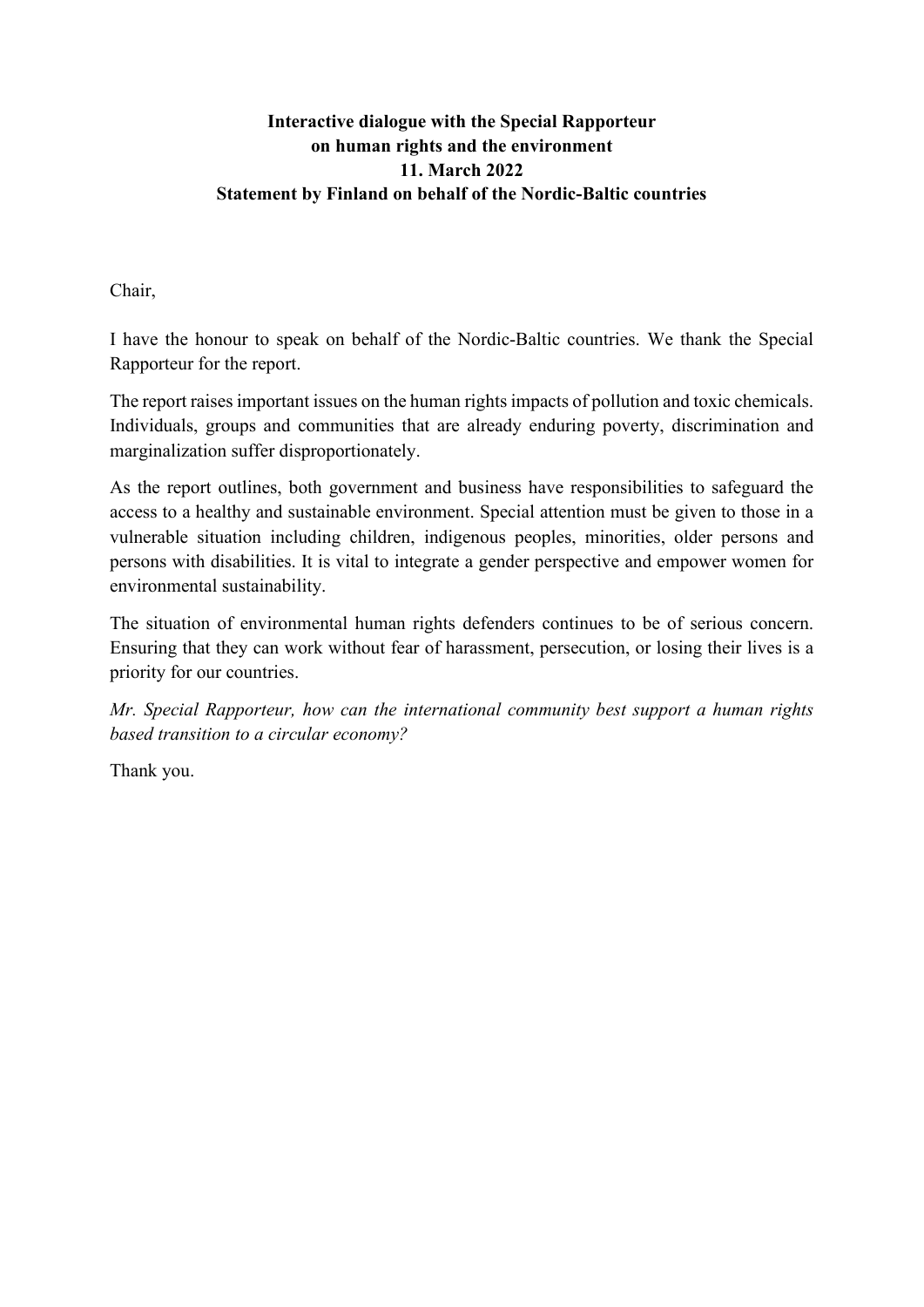**Interactive dialogue with the Special Rapporteur on human rights and the environment**
**11. March 2022**
**Statement by Finland on behalf of the Nordic-Baltic countries**

Chair,

I have the honour to speak on behalf of the Nordic-Baltic countries. We thank the Special Rapporteur for the report.

The report raises important issues on the human rights impacts of pollution and toxic chemicals. Individuals, groups and communities that are already enduring poverty, discrimination and marginalization suffer disproportionately.

As the report outlines, both government and business have responsibilities to safeguard the access to a healthy and sustainable environment. Special attention must be given to those in a vulnerable situation including children, indigenous peoples, minorities, older persons and persons with disabilities. It is vital to integrate a gender perspective and empower women for environmental sustainability.

The situation of environmental human rights defenders continues to be of serious concern. Ensuring that they can work without fear of harassment, persecution, or losing their lives is a priority for our countries.

*Mr. Special Rapporteur, how can the international community best support a human rights based transition to a circular economy?*

Thank you.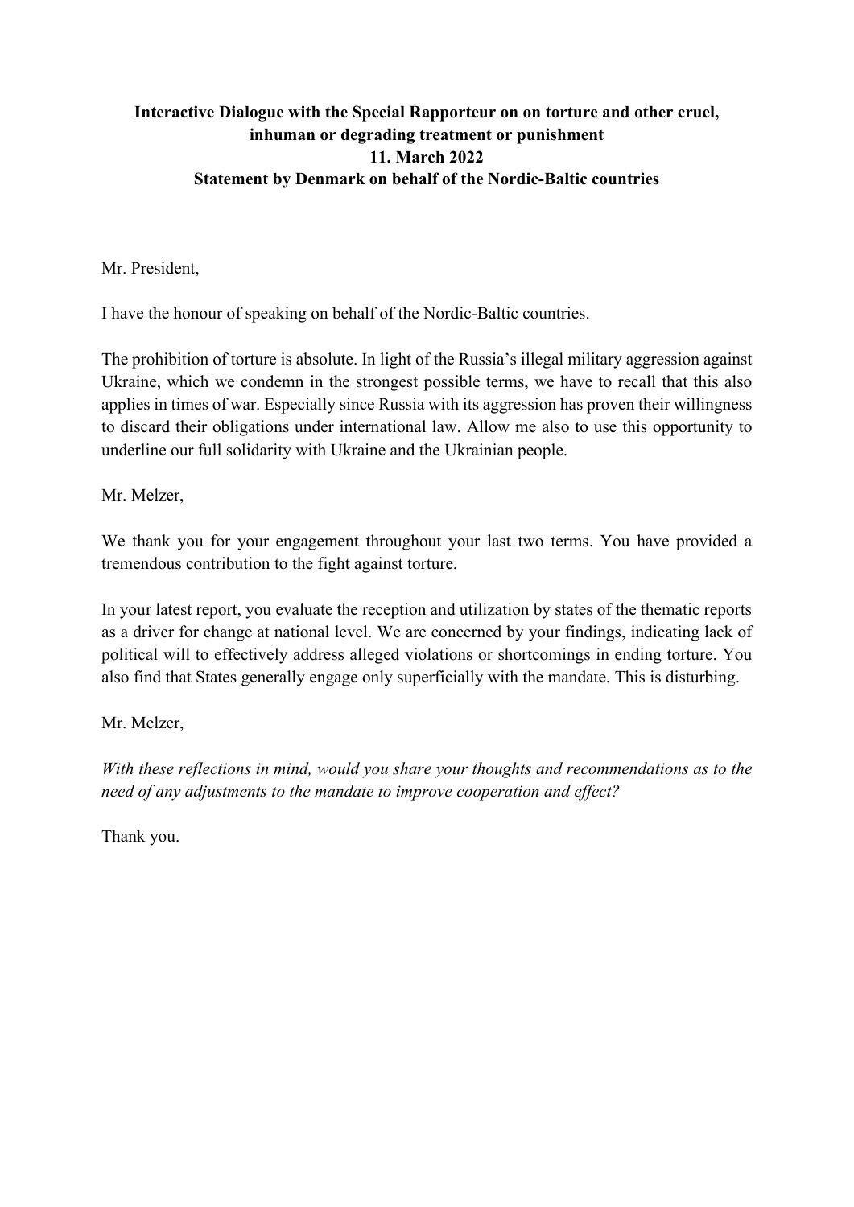**Interactive Dialogue with the Special Rapporteur on on torture and other cruel, inhuman or degrading treatment or punishment**
**11. March 2022**
**Statement by Denmark on behalf of the Nordic-Baltic countries**

Mr. President,

I have the honour of speaking on behalf of the Nordic-Baltic countries.

The prohibition of torture is absolute. In light of the Russia's illegal military aggression against Ukraine, which we condemn in the strongest possible terms, we have to recall that this also applies in times of war. Especially since Russia with its aggression has proven their willingness to discard their obligations under international law. Allow me also to use this opportunity to underline our full solidarity with Ukraine and the Ukrainian people.

Mr. Melzer,

We thank you for your engagement throughout your last two terms. You have provided a tremendous contribution to the fight against torture.

In your latest report, you evaluate the reception and utilization by states of the thematic reports as a driver for change at national level. We are concerned by your findings, indicating lack of political will to effectively address alleged violations or shortcomings in ending torture. You also find that States generally engage only superficially with the mandate. This is disturbing.

Mr. Melzer,

*With these reflections in mind, would you share your thoughts and recommendations as to the need of any adjustments to the mandate to improve cooperation and effect?*

Thank you.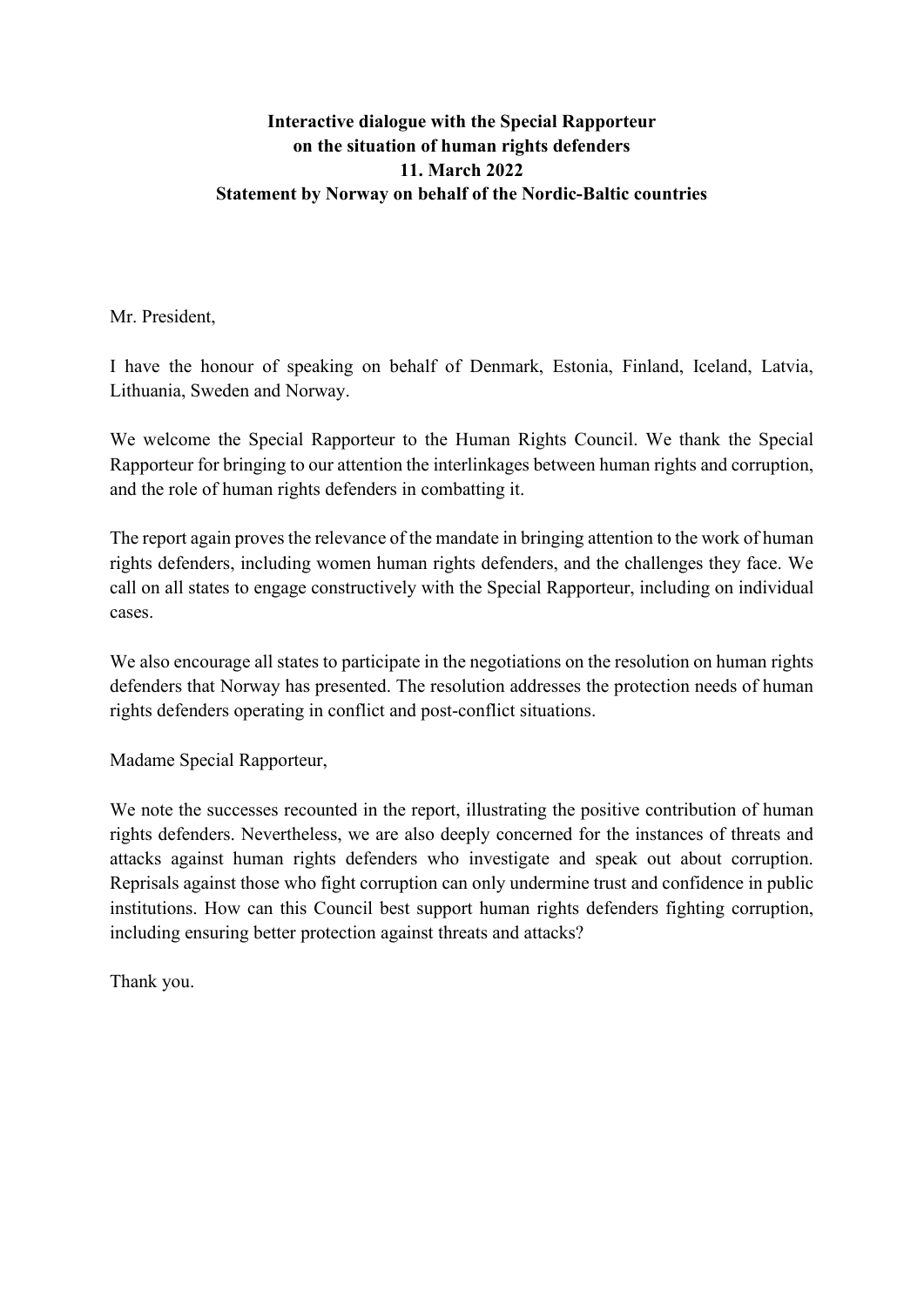**Interactive dialogue with the Special Rapporteur on the situation of human rights defenders**
**11. March 2022**
**Statement by Norway on behalf of the Nordic-Baltic countries**

Mr. President,

I have the honour of speaking on behalf of Denmark, Estonia, Finland, Iceland, Latvia, Lithuania, Sweden and Norway.

We welcome the Special Rapporteur to the Human Rights Council. We thank the Special Rapporteur for bringing to our attention the interlinkages between human rights and corruption, and the role of human rights defenders in combatting it.

The report again proves the relevance of the mandate in bringing attention to the work of human rights defenders, including women human rights defenders, and the challenges they face. We call on all states to engage constructively with the Special Rapporteur, including on individual cases.

We also encourage all states to participate in the negotiations on the resolution on human rights defenders that Norway has presented. The resolution addresses the protection needs of human rights defenders operating in conflict and post-conflict situations.

Madame Special Rapporteur,

We note the successes recounted in the report, illustrating the positive contribution of human rights defenders. Nevertheless, we are also deeply concerned for the instances of threats and attacks against human rights defenders who investigate and speak out about corruption. Reprisals against those who fight corruption can only undermine trust and confidence in public institutions. How can this Council best support human rights defenders fighting corruption, including ensuring better protection against threats and attacks?

Thank you.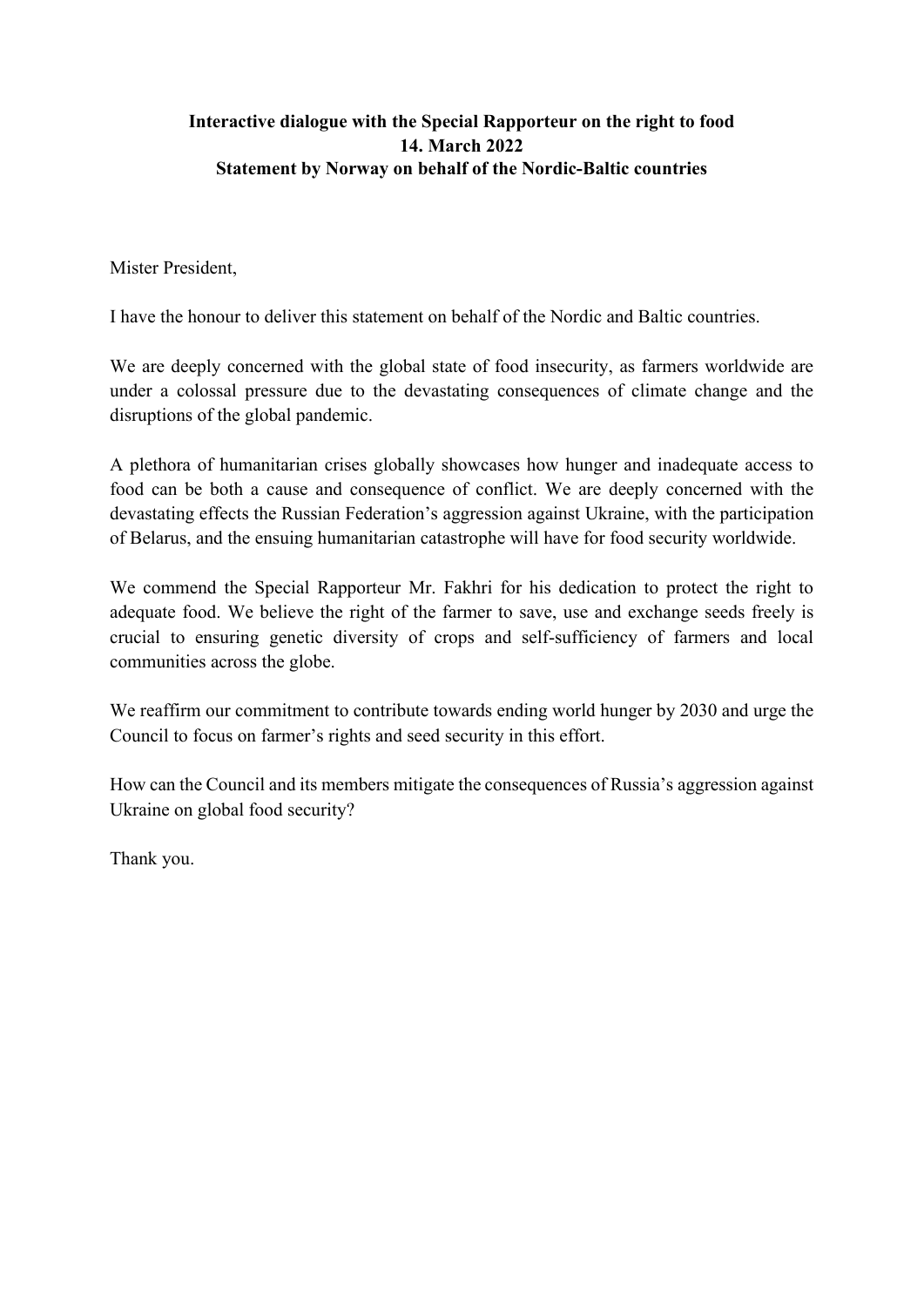**Interactive dialogue with the Special Rapporteur on the right to food**
**14. March 2022**
**Statement by Norway on behalf of the Nordic-Baltic countries**

Mister President,

I have the honour to deliver this statement on behalf of the Nordic and Baltic countries.

We are deeply concerned with the global state of food insecurity, as farmers worldwide are under a colossal pressure due to the devastating consequences of climate change and the disruptions of the global pandemic.

A plethora of humanitarian crises globally showcases how hunger and inadequate access to food can be both a cause and consequence of conflict. We are deeply concerned with the devastating effects the Russian Federation's aggression against Ukraine, with the participation of Belarus, and the ensuing humanitarian catastrophe will have for food security worldwide.

We commend the Special Rapporteur Mr. Fakhri for his dedication to protect the right to adequate food. We believe the right of the farmer to save, use and exchange seeds freely is crucial to ensuring genetic diversity of crops and self-sufficiency of farmers and local communities across the globe.

We reaffirm our commitment to contribute towards ending world hunger by 2030 and urge the Council to focus on farmer's rights and seed security in this effort.

How can the Council and its members mitigate the consequences of Russia's aggression against Ukraine on global food security?

Thank you.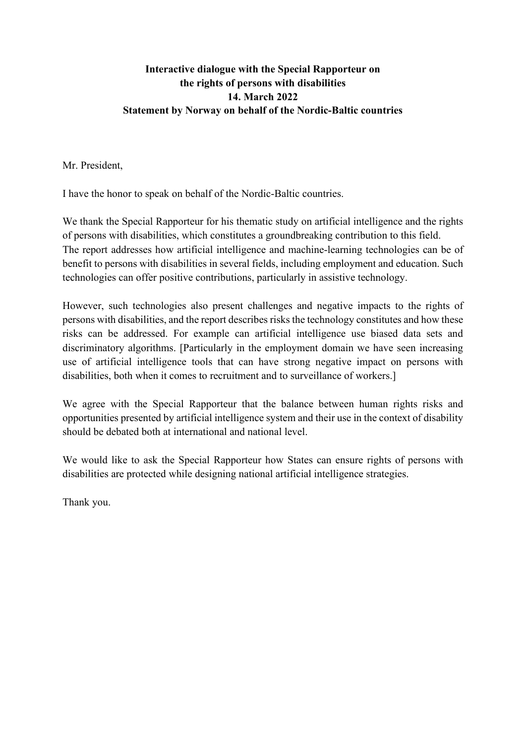**Interactive dialogue with the Special Rapporteur on the rights of persons with disabilities**
**14. March 2022**
**Statement by Norway on behalf of the Nordic-Baltic countries**

Mr. President,

I have the honor to speak on behalf of the Nordic-Baltic countries.

We thank the Special Rapporteur for his thematic study on artificial intelligence and the rights of persons with disabilities, which constitutes a groundbreaking contribution to this field. The report addresses how artificial intelligence and machine-learning technologies can be of benefit to persons with disabilities in several fields, including employment and education. Such technologies can offer positive contributions, particularly in assistive technology.

However, such technologies also present challenges and negative impacts to the rights of persons with disabilities, and the report describes risks the technology constitutes and how these risks can be addressed. For example can artificial intelligence use biased data sets and discriminatory algorithms. [Particularly in the employment domain we have seen increasing use of artificial intelligence tools that can have strong negative impact on persons with disabilities, both when it comes to recruitment and to surveillance of workers.]

We agree with the Special Rapporteur that the balance between human rights risks and opportunities presented by artificial intelligence system and their use in the context of disability should be debated both at international and national level.

We would like to ask the Special Rapporteur how States can ensure rights of persons with disabilities are protected while designing national artificial intelligence strategies.

Thank you.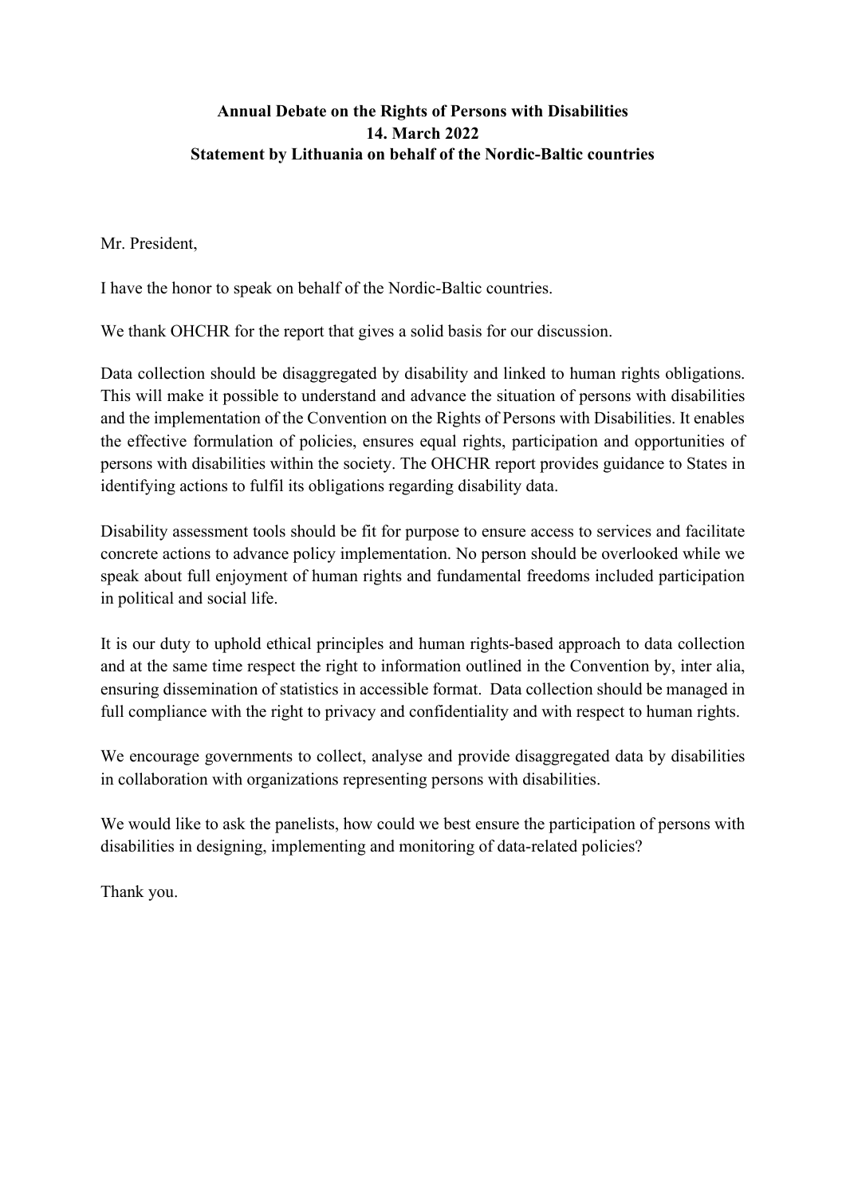**Annual Debate on the Rights of Persons with Disabilities**
**14. March 2022**
**Statement by Lithuania on behalf of the Nordic-Baltic countries**

Mr. President,

I have the honor to speak on behalf of the Nordic-Baltic countries.

We thank OHCHR for the report that gives a solid basis for our discussion.

Data collection should be disaggregated by disability and linked to human rights obligations. This will make it possible to understand and advance the situation of persons with disabilities and the implementation of the Convention on the Rights of Persons with Disabilities. It enables the effective formulation of policies, ensures equal rights, participation and opportunities of persons with disabilities within the society. The OHCHR report provides guidance to States in identifying actions to fulfil its obligations regarding disability data.

Disability assessment tools should be fit for purpose to ensure access to services and facilitate concrete actions to advance policy implementation. No person should be overlooked while we speak about full enjoyment of human rights and fundamental freedoms included participation in political and social life.

It is our duty to uphold ethical principles and human rights-based approach to data collection and at the same time respect the right to information outlined in the Convention by, inter alia, ensuring dissemination of statistics in accessible format. Data collection should be managed in full compliance with the right to privacy and confidentiality and with respect to human rights.

We encourage governments to collect, analyse and provide disaggregated data by disabilities in collaboration with organizations representing persons with disabilities.

We would like to ask the panelists, how could we best ensure the participation of persons with disabilities in designing, implementing and monitoring of data-related policies?

Thank you.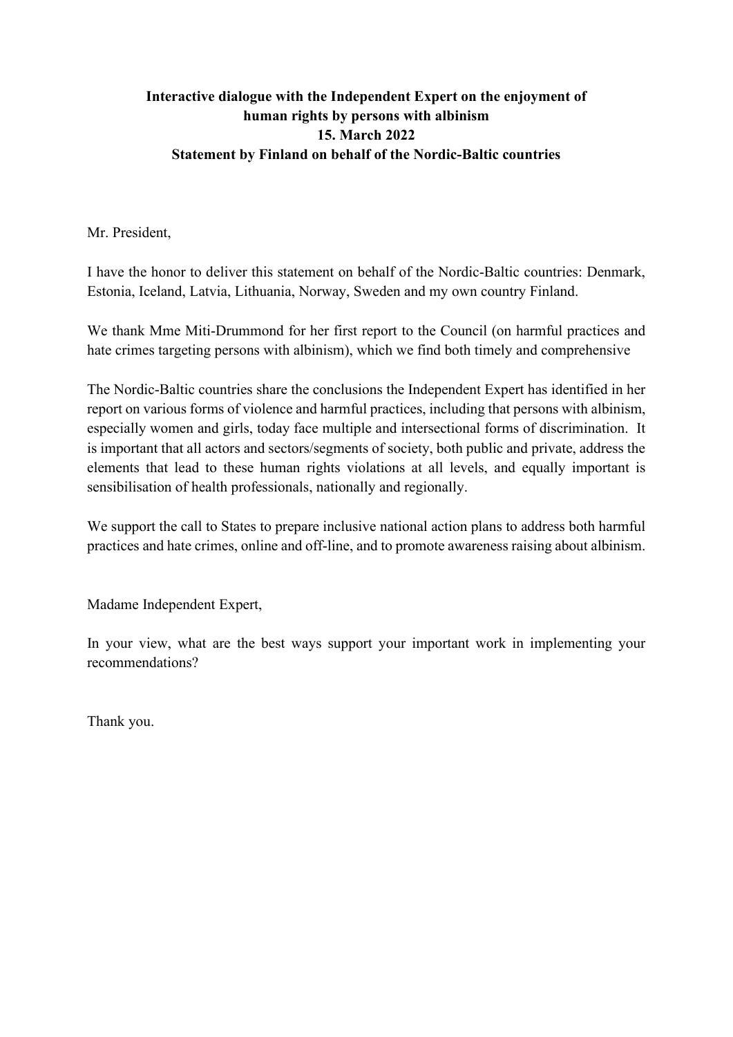**Interactive dialogue with the Independent Expert on the enjoyment of human rights by persons with albinism**
**15. March 2022**
**Statement by Finland on behalf of the Nordic-Baltic countries**

Mr. President,

I have the honor to deliver this statement on behalf of the Nordic-Baltic countries: Denmark, Estonia, Iceland, Latvia, Lithuania, Norway, Sweden and my own country Finland.

We thank Mme Miti-Drummond for her first report to the Council (on harmful practices and hate crimes targeting persons with albinism), which we find both timely and comprehensive

The Nordic-Baltic countries share the conclusions the Independent Expert has identified in her report on various forms of violence and harmful practices, including that persons with albinism, especially women and girls, today face multiple and intersectional forms of discrimination. It is important that all actors and sectors/segments of society, both public and private, address the elements that lead to these human rights violations at all levels, and equally important is sensibilisation of health professionals, nationally and regionally.

We support the call to States to prepare inclusive national action plans to address both harmful practices and hate crimes, online and off-line, and to promote awareness raising about albinism.

Madame Independent Expert,

In your view, what are the best ways support your important work in implementing your recommendations?

Thank you.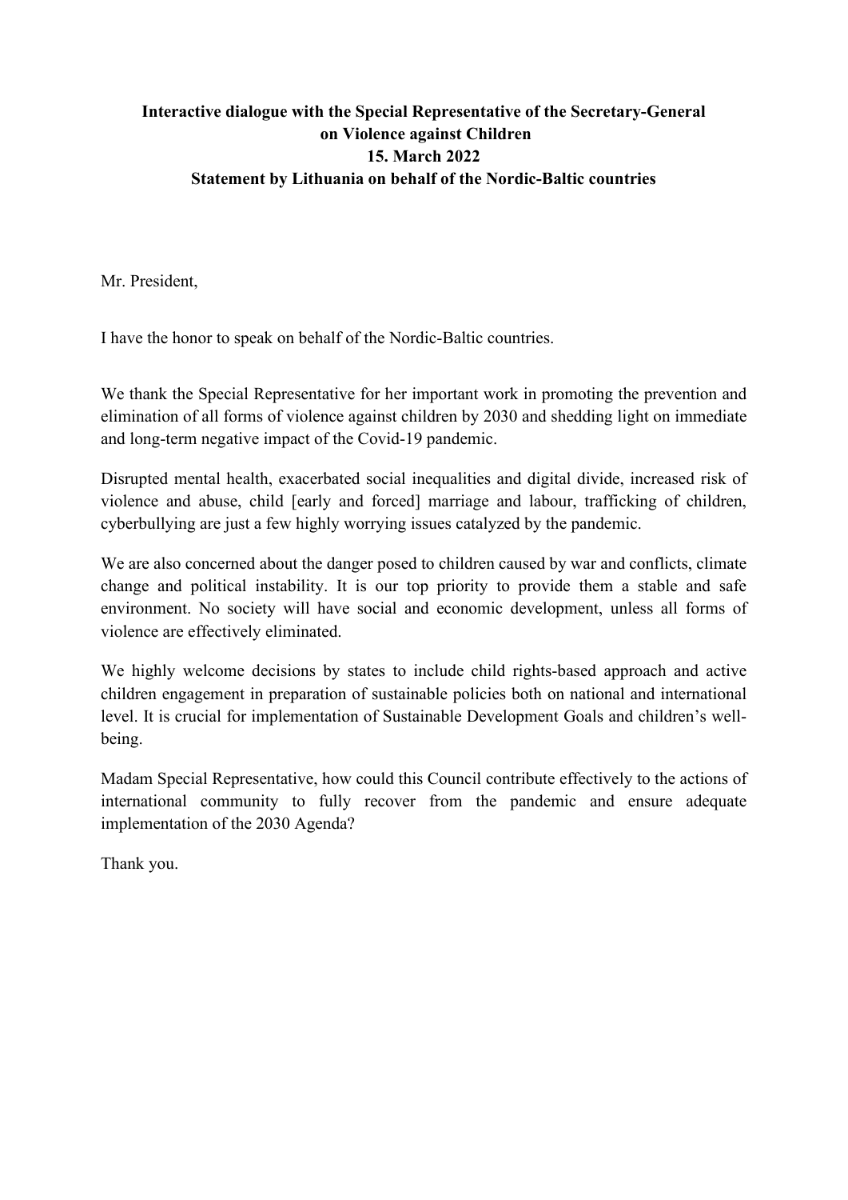**Interactive dialogue with the Special Representative of the Secretary-General on Violence against Children**
**15. March 2022**
**Statement by Lithuania on behalf of the Nordic-Baltic countries**

Mr. President,

I have the honor to speak on behalf of the Nordic-Baltic countries.

We thank the Special Representative for her important work in promoting the prevention and elimination of all forms of violence against children by 2030 and shedding light on immediate and long-term negative impact of the Covid-19 pandemic.

Disrupted mental health, exacerbated social inequalities and digital divide, increased risk of violence and abuse, child [early and forced] marriage and labour, trafficking of children, cyberbullying are just a few highly worrying issues catalyzed by the pandemic.

We are also concerned about the danger posed to children caused by war and conflicts, climate change and political instability. It is our top priority to provide them a stable and safe environment. No society will have social and economic development, unless all forms of violence are effectively eliminated.

We highly welcome decisions by states to include child rights-based approach and active children engagement in preparation of sustainable policies both on national and international level. It is crucial for implementation of Sustainable Development Goals and children's well-being.

Madam Special Representative, how could this Council contribute effectively to the actions of international community to fully recover from the pandemic and ensure adequate implementation of the 2030 Agenda?

Thank you.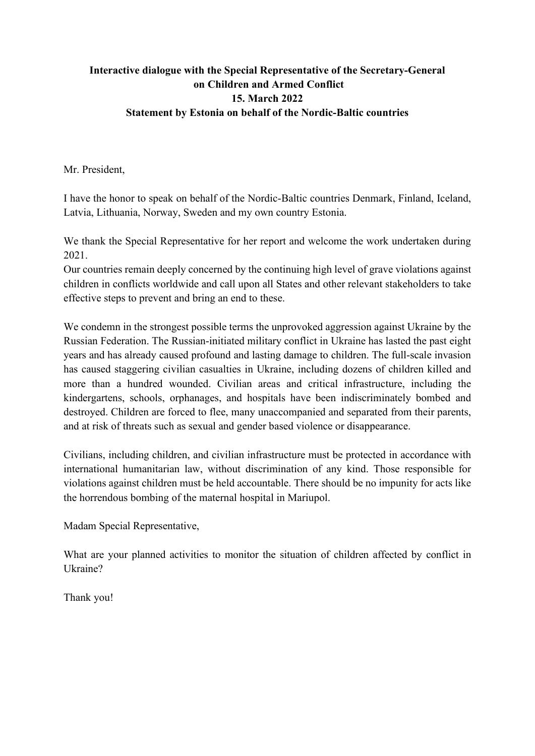**Interactive dialogue with the Special Representative of the Secretary-General on Children and Armed Conflict**
**15. March 2022**
**Statement by Estonia on behalf of the Nordic-Baltic countries**

Mr. President,

I have the honor to speak on behalf of the Nordic-Baltic countries Denmark, Finland, Iceland, Latvia, Lithuania, Norway, Sweden and my own country Estonia.

We thank the Special Representative for her report and welcome the work undertaken during 2021.
Our countries remain deeply concerned by the continuing high level of grave violations against children in conflicts worldwide and call upon all States and other relevant stakeholders to take effective steps to prevent and bring an end to these.

We condemn in the strongest possible terms the unprovoked aggression against Ukraine by the Russian Federation. The Russian-initiated military conflict in Ukraine has lasted the past eight years and has already caused profound and lasting damage to children. The full-scale invasion has caused staggering civilian casualties in Ukraine, including dozens of children killed and more than a hundred wounded. Civilian areas and critical infrastructure, including the kindergartens, schools, orphanages, and hospitals have been indiscriminately bombed and destroyed. Children are forced to flee, many unaccompanied and separated from their parents, and at risk of threats such as sexual and gender based violence or disappearance.

Civilians, including children, and civilian infrastructure must be protected in accordance with international humanitarian law, without discrimination of any kind. Those responsible for violations against children must be held accountable. There should be no impunity for acts like the horrendous bombing of the maternal hospital in Mariupol.

Madam Special Representative,

What are your planned activities to monitor the situation of children affected by conflict in Ukraine?

Thank you!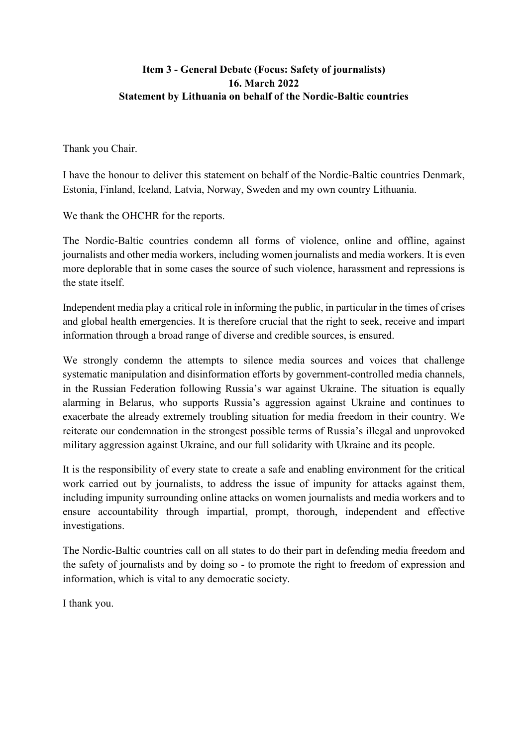**Item 3 - General Debate (Focus: Safety of journalists)**
**16. March 2022**
**Statement by Lithuania on behalf of the Nordic-Baltic countries**

Thank you Chair.

I have the honour to deliver this statement on behalf of the Nordic-Baltic countries Denmark, Estonia, Finland, Iceland, Latvia, Norway, Sweden and my own country Lithuania.

We thank the OHCHR for the reports.

The Nordic-Baltic countries condemn all forms of violence, online and offline, against journalists and other media workers, including women journalists and media workers. It is even more deplorable that in some cases the source of such violence, harassment and repressions is the state itself.

Independent media play a critical role in informing the public, in particular in the times of crises and global health emergencies. It is therefore crucial that the right to seek, receive and impart information through a broad range of diverse and credible sources, is ensured.

We strongly condemn the attempts to silence media sources and voices that challenge systematic manipulation and disinformation efforts by government-controlled media channels, in the Russian Federation following Russia's war against Ukraine. The situation is equally alarming in Belarus, who supports Russia's aggression against Ukraine and continues to exacerbate the already extremely troubling situation for media freedom in their country. We reiterate our condemnation in the strongest possible terms of Russia's illegal and unprovoked military aggression against Ukraine, and our full solidarity with Ukraine and its people.

It is the responsibility of every state to create a safe and enabling environment for the critical work carried out by journalists, to address the issue of impunity for attacks against them, including impunity surrounding online attacks on women journalists and media workers and to ensure accountability through impartial, prompt, thorough, independent and effective investigations.

The Nordic-Baltic countries call on all states to do their part in defending media freedom and the safety of journalists and by doing so - to promote the right to freedom of expression and information, which is vital to any democratic society.

I thank you.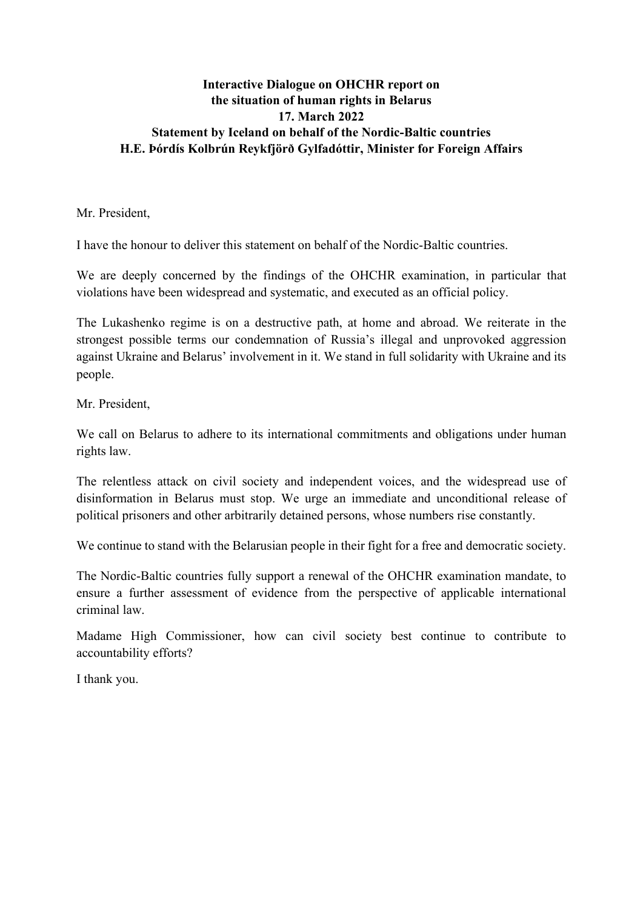**Interactive Dialogue on OHCHR report on the situation of human rights in Belarus**
**17. March 2022**
**Statement by Iceland on behalf of the Nordic-Baltic countries**
**H.E. Þórdís Kolbrún Reykfjörð Gylfadóttir, Minister for Foreign Affairs**

Mr. President,

I have the honour to deliver this statement on behalf of the Nordic-Baltic countries.

We are deeply concerned by the findings of the OHCHR examination, in particular that violations have been widespread and systematic, and executed as an official policy.

The Lukashenko regime is on a destructive path, at home and abroad. We reiterate in the strongest possible terms our condemnation of Russia's illegal and unprovoked aggression against Ukraine and Belarus' involvement in it. We stand in full solidarity with Ukraine and its people.

Mr. President,

We call on Belarus to adhere to its international commitments and obligations under human rights law.

The relentless attack on civil society and independent voices, and the widespread use of disinformation in Belarus must stop. We urge an immediate and unconditional release of political prisoners and other arbitrarily detained persons, whose numbers rise constantly.

We continue to stand with the Belarusian people in their fight for a free and democratic society.

The Nordic-Baltic countries fully support a renewal of the OHCHR examination mandate, to ensure a further assessment of evidence from the perspective of applicable international criminal law.

Madame High Commissioner, how can civil society best continue to contribute to accountability efforts?

I thank you.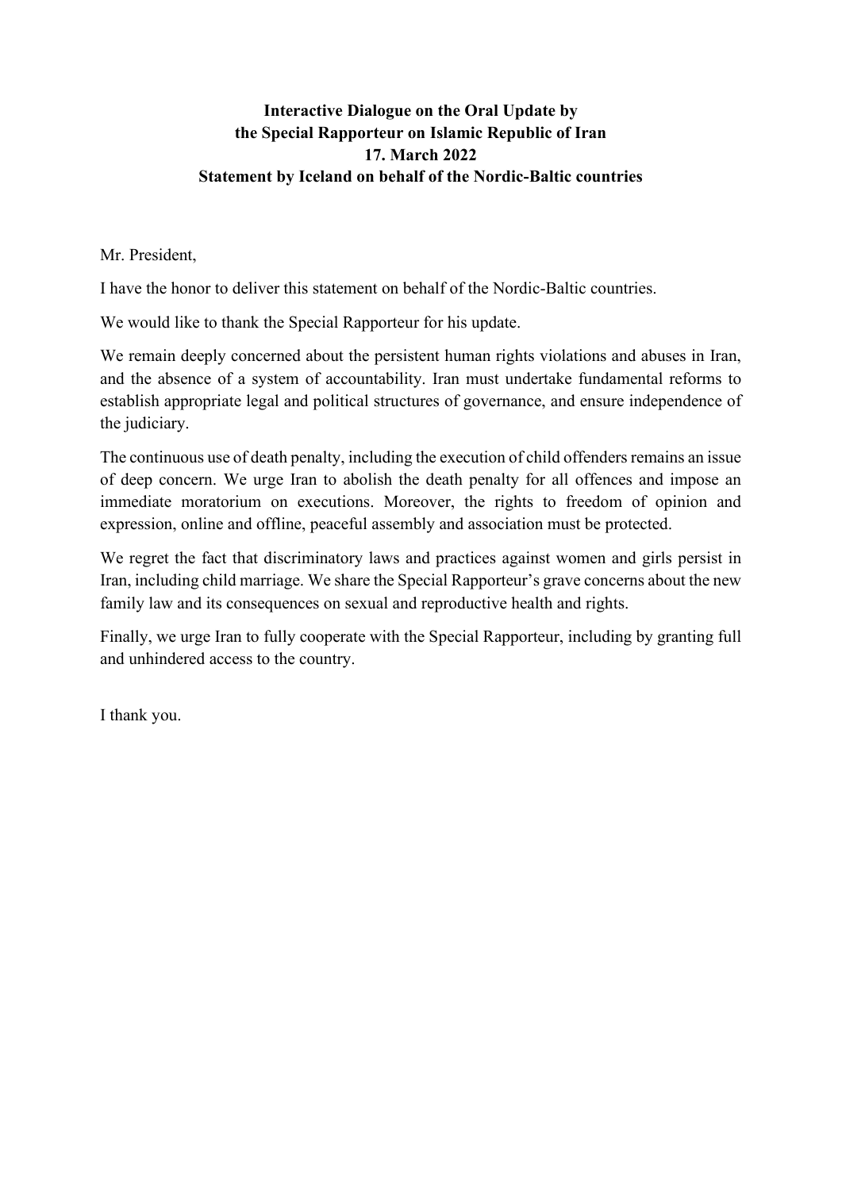**Interactive Dialogue on the Oral Update by**
**the Special Rapporteur on Islamic Republic of Iran**
**17. March 2022**
**Statement by Iceland on behalf of the Nordic-Baltic countries**

Mr. President,

I have the honor to deliver this statement on behalf of the Nordic-Baltic countries.

We would like to thank the Special Rapporteur for his update.

We remain deeply concerned about the persistent human rights violations and abuses in Iran, and the absence of a system of accountability. Iran must undertake fundamental reforms to establish appropriate legal and political structures of governance, and ensure independence of the judiciary.

The continuous use of death penalty, including the execution of child offenders remains an issue of deep concern. We urge Iran to abolish the death penalty for all offences and impose an immediate moratorium on executions. Moreover, the rights to freedom of opinion and expression, online and offline, peaceful assembly and association must be protected.

We regret the fact that discriminatory laws and practices against women and girls persist in Iran, including child marriage. We share the Special Rapporteur's grave concerns about the new family law and its consequences on sexual and reproductive health and rights.

Finally, we urge Iran to fully cooperate with the Special Rapporteur, including by granting full and unhindered access to the country.

I thank you.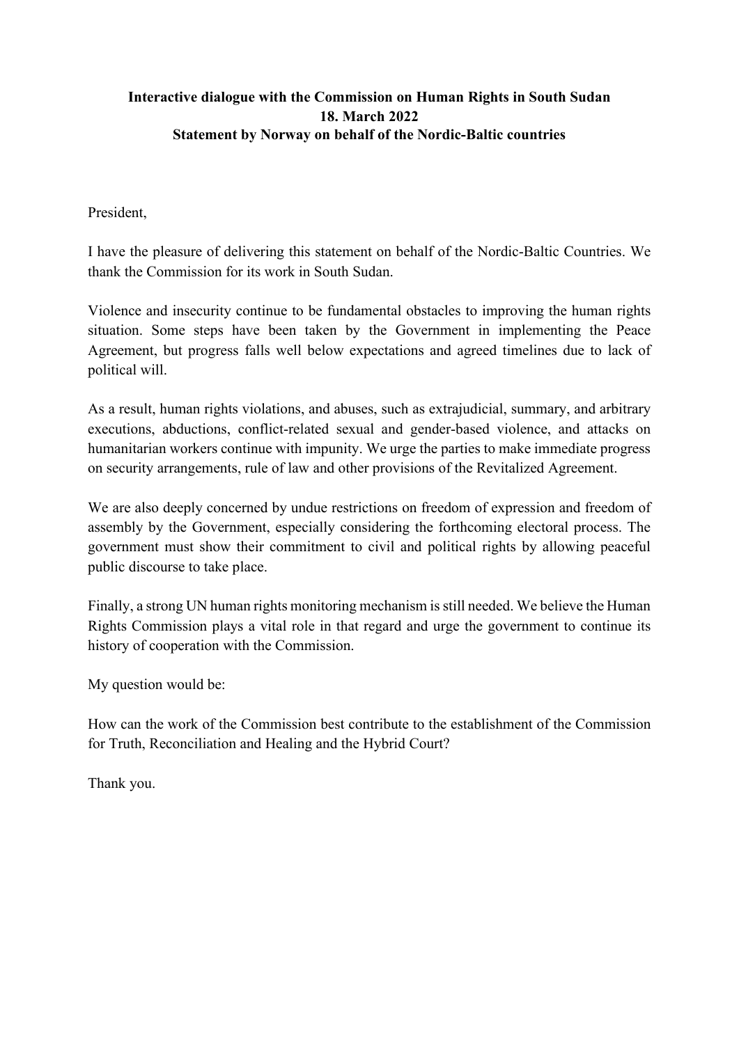**Interactive dialogue with the Commission on Human Rights in South Sudan**
**18. March 2022**
**Statement by Norway on behalf of the Nordic-Baltic countries**

President,

I have the pleasure of delivering this statement on behalf of the Nordic-Baltic Countries. We thank the Commission for its work in South Sudan.

Violence and insecurity continue to be fundamental obstacles to improving the human rights situation. Some steps have been taken by the Government in implementing the Peace Agreement, but progress falls well below expectations and agreed timelines due to lack of political will.

As a result, human rights violations, and abuses, such as extrajudicial, summary, and arbitrary executions, abductions, conflict-related sexual and gender-based violence, and attacks on humanitarian workers continue with impunity. We urge the parties to make immediate progress on security arrangements, rule of law and other provisions of the Revitalized Agreement.

We are also deeply concerned by undue restrictions on freedom of expression and freedom of assembly by the Government, especially considering the forthcoming electoral process. The government must show their commitment to civil and political rights by allowing peaceful public discourse to take place.

Finally, a strong UN human rights monitoring mechanism is still needed. We believe the Human Rights Commission plays a vital role in that regard and urge the government to continue its history of cooperation with the Commission.

My question would be:

How can the work of the Commission best contribute to the establishment of the Commission for Truth, Reconciliation and Healing and the Hybrid Court?

Thank you.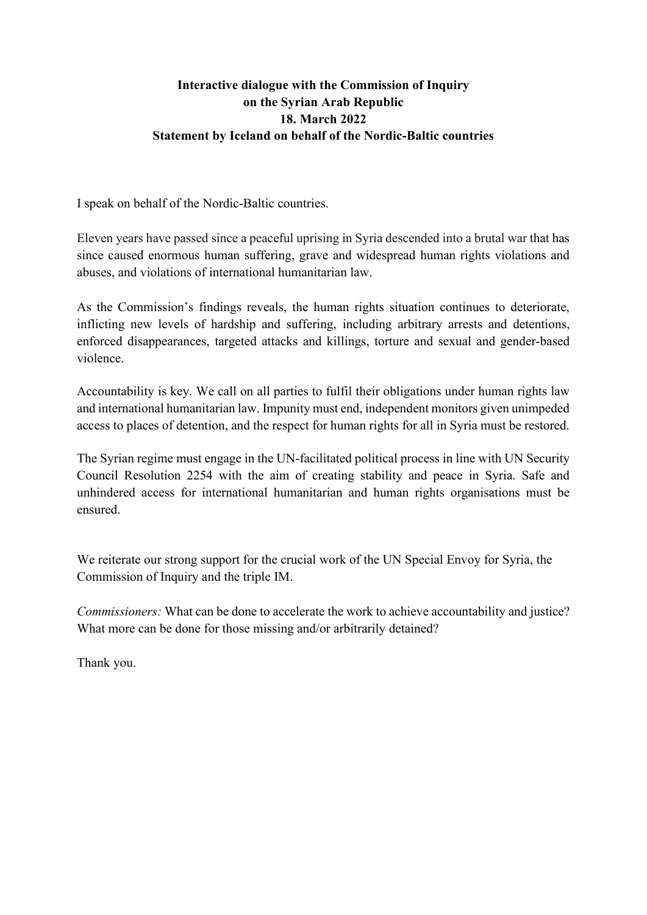**Interactive dialogue with the Commission of Inquiry on the Syrian Arab Republic**
**18. March 2022**
**Statement by Iceland on behalf of the Nordic-Baltic countries**

I speak on behalf of the Nordic-Baltic countries.

Eleven years have passed since a peaceful uprising in Syria descended into a brutal war that has since caused enormous human suffering, grave and widespread human rights violations and abuses, and violations of international humanitarian law.

As the Commission's findings reveals, the human rights situation continues to deteriorate, inflicting new levels of hardship and suffering, including arbitrary arrests and detentions, enforced disappearances, targeted attacks and killings, torture and sexual and gender-based violence.

Accountability is key. We call on all parties to fulfil their obligations under human rights law and international humanitarian law. Impunity must end, independent monitors given unimpeded access to places of detention, and the respect for human rights for all in Syria must be restored.

The Syrian regime must engage in the UN-facilitated political process in line with UN Security Council Resolution 2254 with the aim of creating stability and peace in Syria. Safe and unhindered access for international humanitarian and human rights organisations must be ensured.

We reiterate our strong support for the crucial work of the UN Special Envoy for Syria, the Commission of Inquiry and the triple IM.

*Commissioners:* What can be done to accelerate the work to achieve accountability and justice? What more can be done for those missing and/or arbitrarily detained?

Thank you.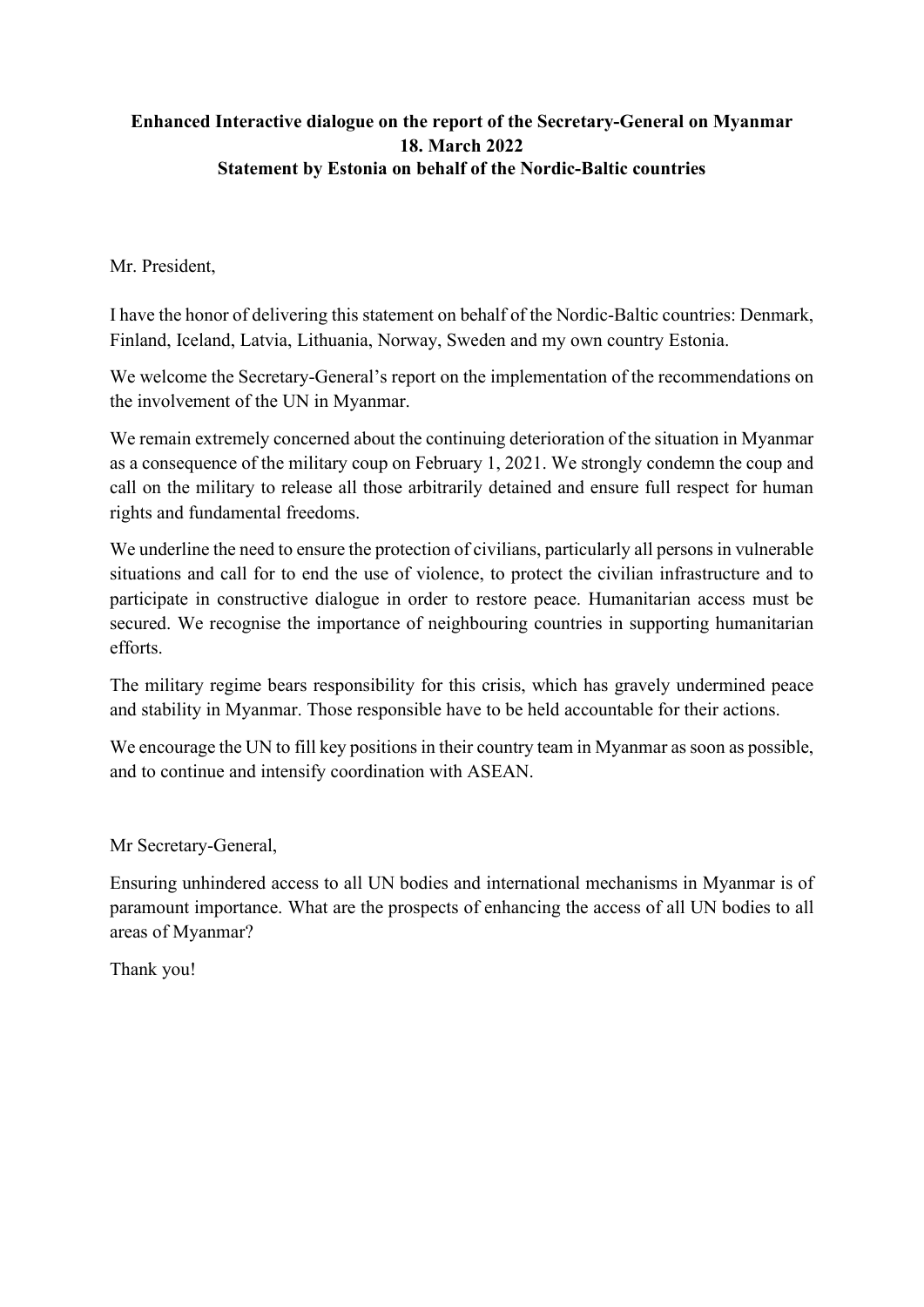**Enhanced Interactive dialogue on the report of the Secretary-General on Myanmar**
**18. March 2022**
**Statement by Estonia on behalf of the Nordic-Baltic countries**

Mr. President,

I have the honor of delivering this statement on behalf of the Nordic-Baltic countries: Denmark, Finland, Iceland, Latvia, Lithuania, Norway, Sweden and my own country Estonia.

We welcome the Secretary-General's report on the implementation of the recommendations on the involvement of the UN in Myanmar.

We remain extremely concerned about the continuing deterioration of the situation in Myanmar as a consequence of the military coup on February 1, 2021. We strongly condemn the coup and call on the military to release all those arbitrarily detained and ensure full respect for human rights and fundamental freedoms.

We underline the need to ensure the protection of civilians, particularly all persons in vulnerable situations and call for to end the use of violence, to protect the civilian infrastructure and to participate in constructive dialogue in order to restore peace. Humanitarian access must be secured. We recognise the importance of neighbouring countries in supporting humanitarian efforts.

The military regime bears responsibility for this crisis, which has gravely undermined peace and stability in Myanmar. Those responsible have to be held accountable for their actions.

We encourage the UN to fill key positions in their country team in Myanmar as soon as possible, and to continue and intensify coordination with ASEAN.

Mr Secretary-General,

Ensuring unhindered access to all UN bodies and international mechanisms in Myanmar is of paramount importance. What are the prospects of enhancing the access of all UN bodies to all areas of Myanmar?

Thank you!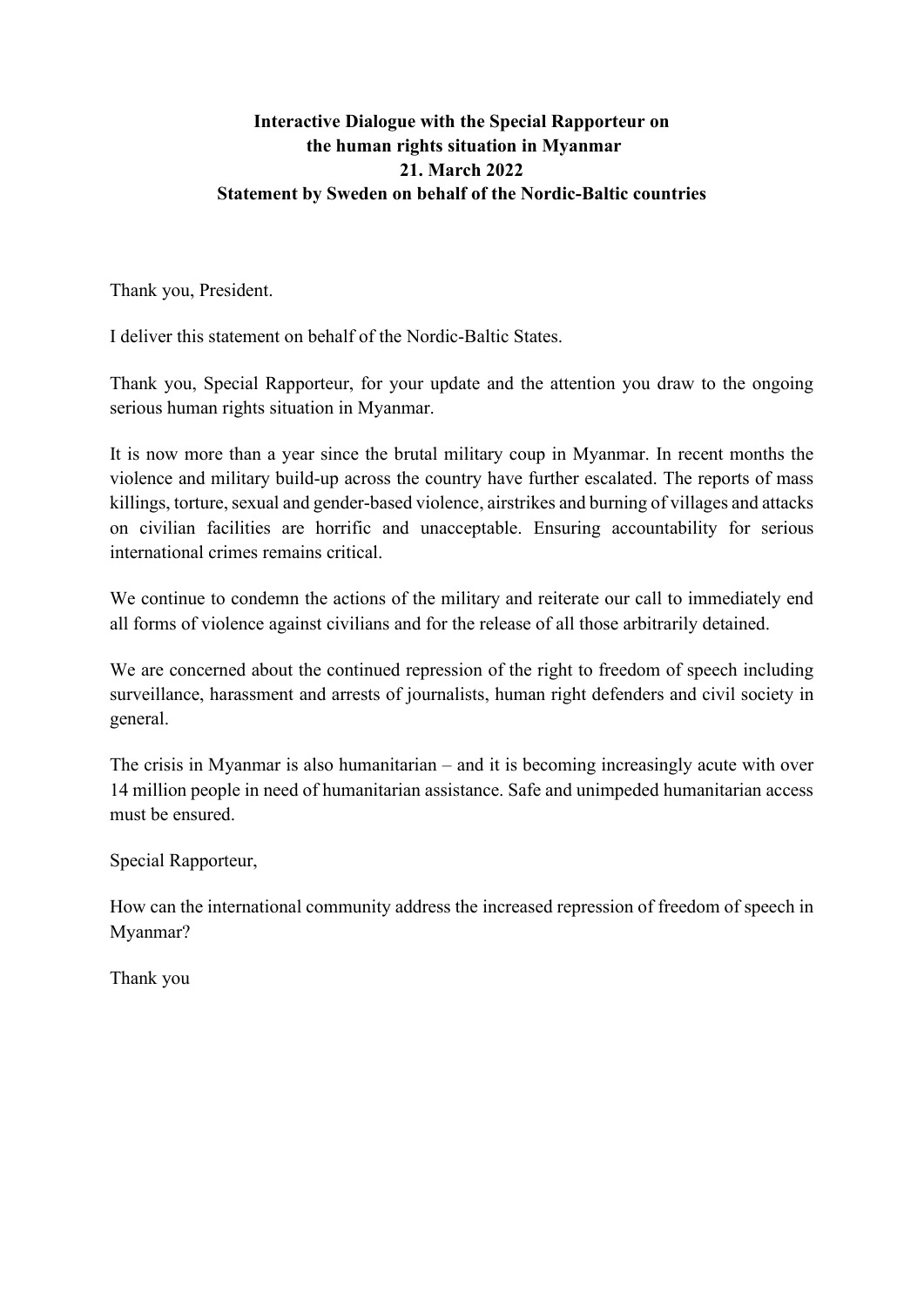**Interactive Dialogue with the Special Rapporteur on the human rights situation in Myanmar**
**21. March 2022**
**Statement by Sweden on behalf of the Nordic-Baltic countries**

Thank you, President.

I deliver this statement on behalf of the Nordic-Baltic States.

Thank you, Special Rapporteur, for your update and the attention you draw to the ongoing serious human rights situation in Myanmar.

It is now more than a year since the brutal military coup in Myanmar. In recent months the violence and military build-up across the country have further escalated. The reports of mass killings, torture, sexual and gender-based violence, airstrikes and burning of villages and attacks on civilian facilities are horrific and unacceptable. Ensuring accountability for serious international crimes remains critical.

We continue to condemn the actions of the military and reiterate our call to immediately end all forms of violence against civilians and for the release of all those arbitrarily detained.

We are concerned about the continued repression of the right to freedom of speech including surveillance, harassment and arrests of journalists, human right defenders and civil society in general.

The crisis in Myanmar is also humanitarian – and it is becoming increasingly acute with over 14 million people in need of humanitarian assistance. Safe and unimpeded humanitarian access must be ensured.

Special Rapporteur,

How can the international community address the increased repression of freedom of speech in Myanmar?

Thank you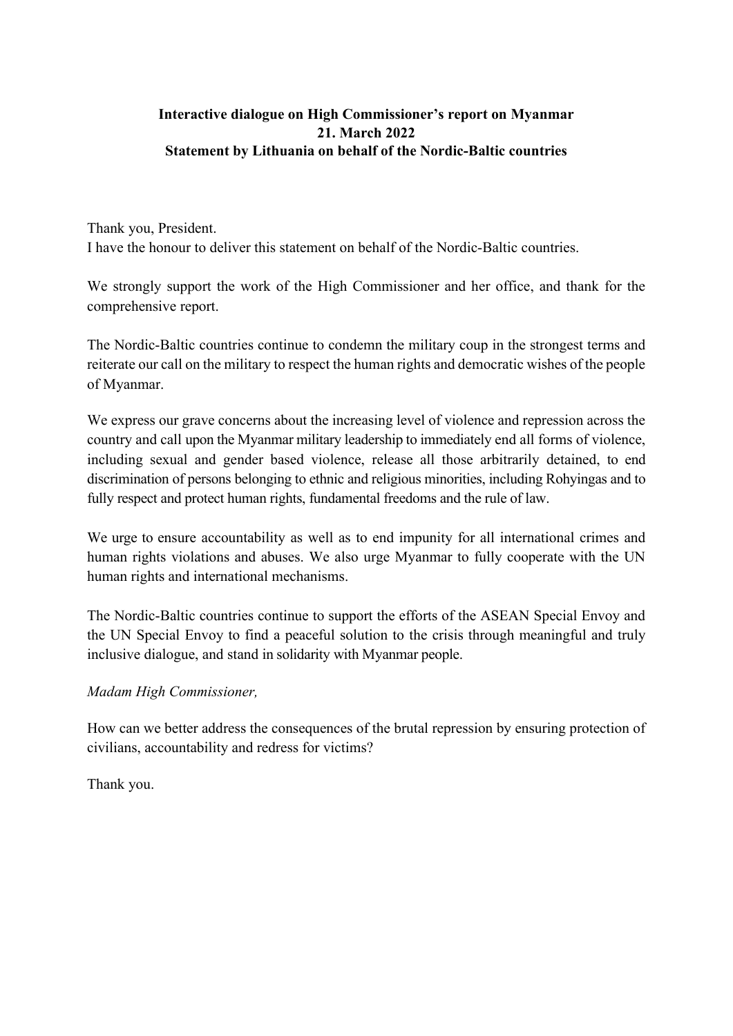**Interactive dialogue on High Commissioner's report on Myanmar**
**21. March 2022**
**Statement by Lithuania on behalf of the Nordic-Baltic countries**

Thank you, President.
I have the honour to deliver this statement on behalf of the Nordic-Baltic countries.

We strongly support the work of the High Commissioner and her office, and thank for the comprehensive report.

The Nordic-Baltic countries continue to condemn the military coup in the strongest terms and reiterate our call on the military to respect the human rights and democratic wishes of the people of Myanmar.

We express our grave concerns about the increasing level of violence and repression across the country and call upon the Myanmar military leadership to immediately end all forms of violence, including sexual and gender based violence, release all those arbitrarily detained, to end discrimination of persons belonging to ethnic and religious minorities, including Rohyingas and to fully respect and protect human rights, fundamental freedoms and the rule of law.

We urge to ensure accountability as well as to end impunity for all international crimes and human rights violations and abuses. We also urge Myanmar to fully cooperate with the UN human rights and international mechanisms.

The Nordic-Baltic countries continue to support the efforts of the ASEAN Special Envoy and the UN Special Envoy to find a peaceful solution to the crisis through meaningful and truly inclusive dialogue, and stand in solidarity with Myanmar people.

*Madam High Commissioner,*

How can we better address the consequences of the brutal repression by ensuring protection of civilians, accountability and redress for victims?

Thank you.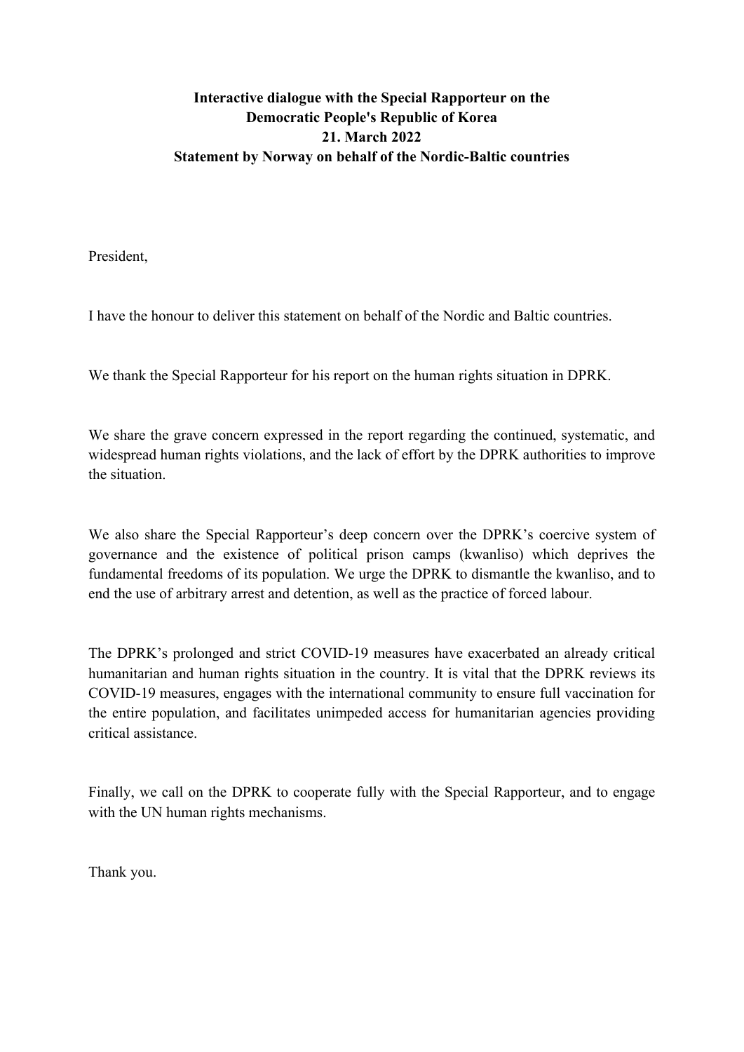**Interactive dialogue with the Special Rapporteur on the Democratic People's Republic of Korea**
**21. March 2022**
**Statement by Norway on behalf of the Nordic-Baltic countries**

President,

I have the honour to deliver this statement on behalf of the Nordic and Baltic countries.

We thank the Special Rapporteur for his report on the human rights situation in DPRK.

We share the grave concern expressed in the report regarding the continued, systematic, and widespread human rights violations, and the lack of effort by the DPRK authorities to improve the situation.

We also share the Special Rapporteur's deep concern over the DPRK's coercive system of governance and the existence of political prison camps (kwanliso) which deprives the fundamental freedoms of its population. We urge the DPRK to dismantle the kwanliso, and to end the use of arbitrary arrest and detention, as well as the practice of forced labour.

The DPRK's prolonged and strict COVID-19 measures have exacerbated an already critical humanitarian and human rights situation in the country. It is vital that the DPRK reviews its COVID-19 measures, engages with the international community to ensure full vaccination for the entire population, and facilitates unimpeded access for humanitarian agencies providing critical assistance.

Finally, we call on the DPRK to cooperate fully with the Special Rapporteur, and to engage with the UN human rights mechanisms.

Thank you.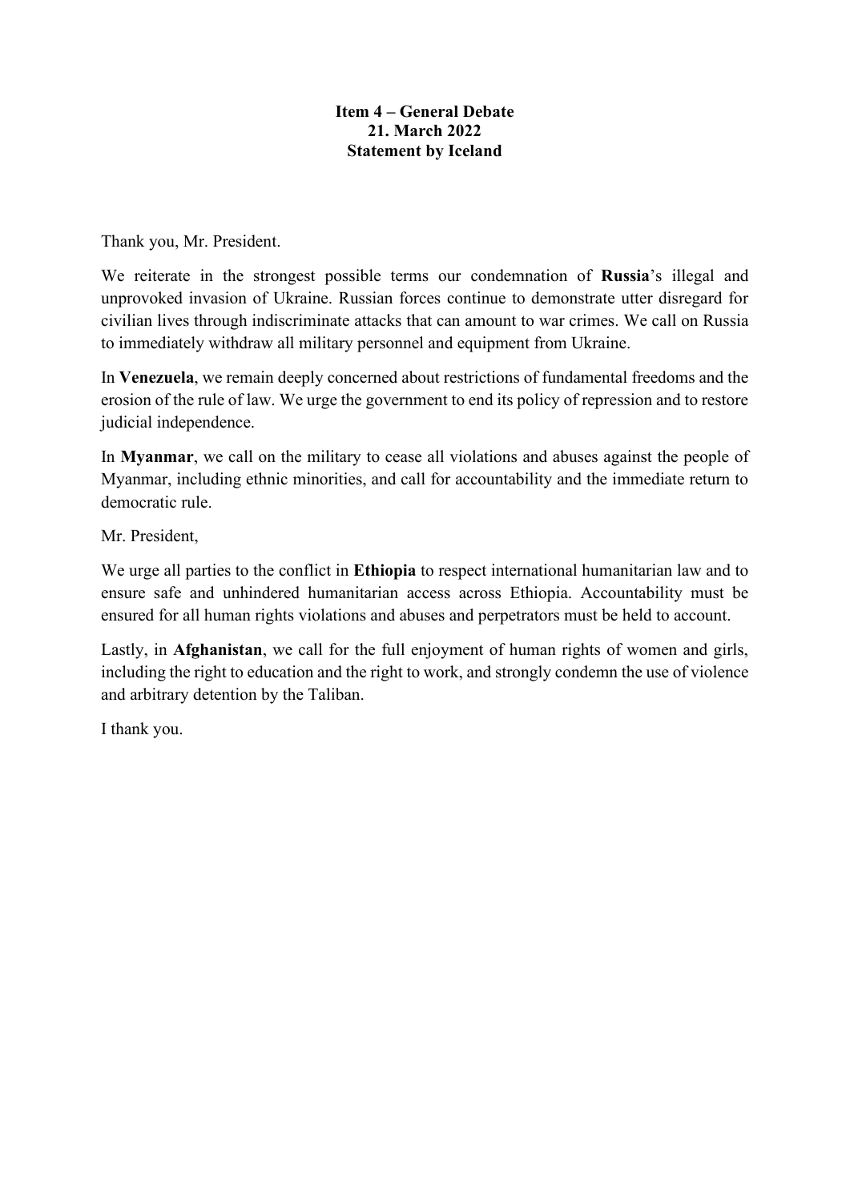**Item 4 – General Debate**
**21. March 2022**
**Statement by Iceland**

Thank you, Mr. President.

We reiterate in the strongest possible terms our condemnation of **Russia**'s illegal and unprovoked invasion of Ukraine. Russian forces continue to demonstrate utter disregard for civilian lives through indiscriminate attacks that can amount to war crimes. We call on Russia to immediately withdraw all military personnel and equipment from Ukraine.

In **Venezuela**, we remain deeply concerned about restrictions of fundamental freedoms and the erosion of the rule of law. We urge the government to end its policy of repression and to restore judicial independence.

In **Myanmar**, we call on the military to cease all violations and abuses against the people of Myanmar, including ethnic minorities, and call for accountability and the immediate return to democratic rule.

Mr. President,

We urge all parties to the conflict in **Ethiopia** to respect international humanitarian law and to ensure safe and unhindered humanitarian access across Ethiopia. Accountability must be ensured for all human rights violations and abuses and perpetrators must be held to account.

Lastly, in **Afghanistan**, we call for the full enjoyment of human rights of women and girls, including the right to education and the right to work, and strongly condemn the use of violence and arbitrary detention by the Taliban.

I thank you.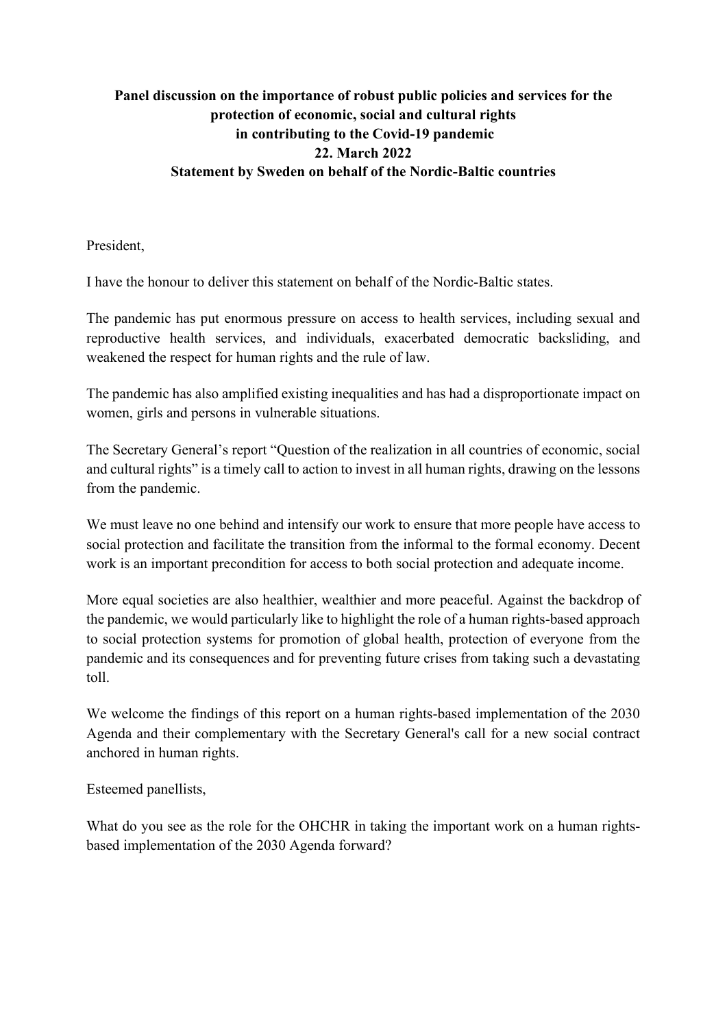**Panel discussion on the importance of robust public policies and services for the protection of economic, social and cultural rights in contributing to the Covid-19 pandemic**
**22. March 2022**
**Statement by Sweden on behalf of the Nordic-Baltic countries**

President,

I have the honour to deliver this statement on behalf of the Nordic-Baltic states.

The pandemic has put enormous pressure on access to health services, including sexual and reproductive health services, and individuals, exacerbated democratic backsliding, and weakened the respect for human rights and the rule of law.

The pandemic has also amplified existing inequalities and has had a disproportionate impact on women, girls and persons in vulnerable situations.

The Secretary General's report "Question of the realization in all countries of economic, social and cultural rights" is a timely call to action to invest in all human rights, drawing on the lessons from the pandemic.

We must leave no one behind and intensify our work to ensure that more people have access to social protection and facilitate the transition from the informal to the formal economy. Decent work is an important precondition for access to both social protection and adequate income.

More equal societies are also healthier, wealthier and more peaceful. Against the backdrop of the pandemic, we would particularly like to highlight the role of a human rights-based approach to social protection systems for promotion of global health, protection of everyone from the pandemic and its consequences and for preventing future crises from taking such a devastating toll.

We welcome the findings of this report on a human rights-based implementation of the 2030 Agenda and their complementary with the Secretary General's call for a new social contract anchored in human rights.

Esteemed panellists,

What do you see as the role for the OHCHR in taking the important work on a human rights-based implementation of the 2030 Agenda forward?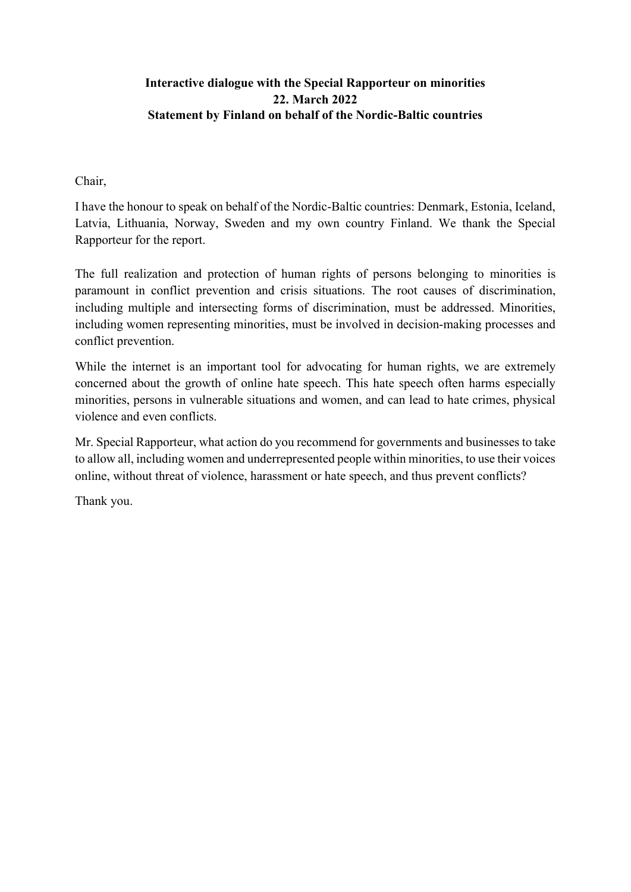**Interactive dialogue with the Special Rapporteur on minorities**
**22. March 2022**
**Statement by Finland on behalf of the Nordic-Baltic countries**

Chair,

I have the honour to speak on behalf of the Nordic-Baltic countries: Denmark, Estonia, Iceland, Latvia, Lithuania, Norway, Sweden and my own country Finland. We thank the Special Rapporteur for the report.

The full realization and protection of human rights of persons belonging to minorities is paramount in conflict prevention and crisis situations. The root causes of discrimination, including multiple and intersecting forms of discrimination, must be addressed. Minorities, including women representing minorities, must be involved in decision-making processes and conflict prevention.

While the internet is an important tool for advocating for human rights, we are extremely concerned about the growth of online hate speech. This hate speech often harms especially minorities, persons in vulnerable situations and women, and can lead to hate crimes, physical violence and even conflicts.

Mr. Special Rapporteur, what action do you recommend for governments and businesses to take to allow all, including women and underrepresented people within minorities, to use their voices online, without threat of violence, harassment or hate speech, and thus prevent conflicts?

Thank you.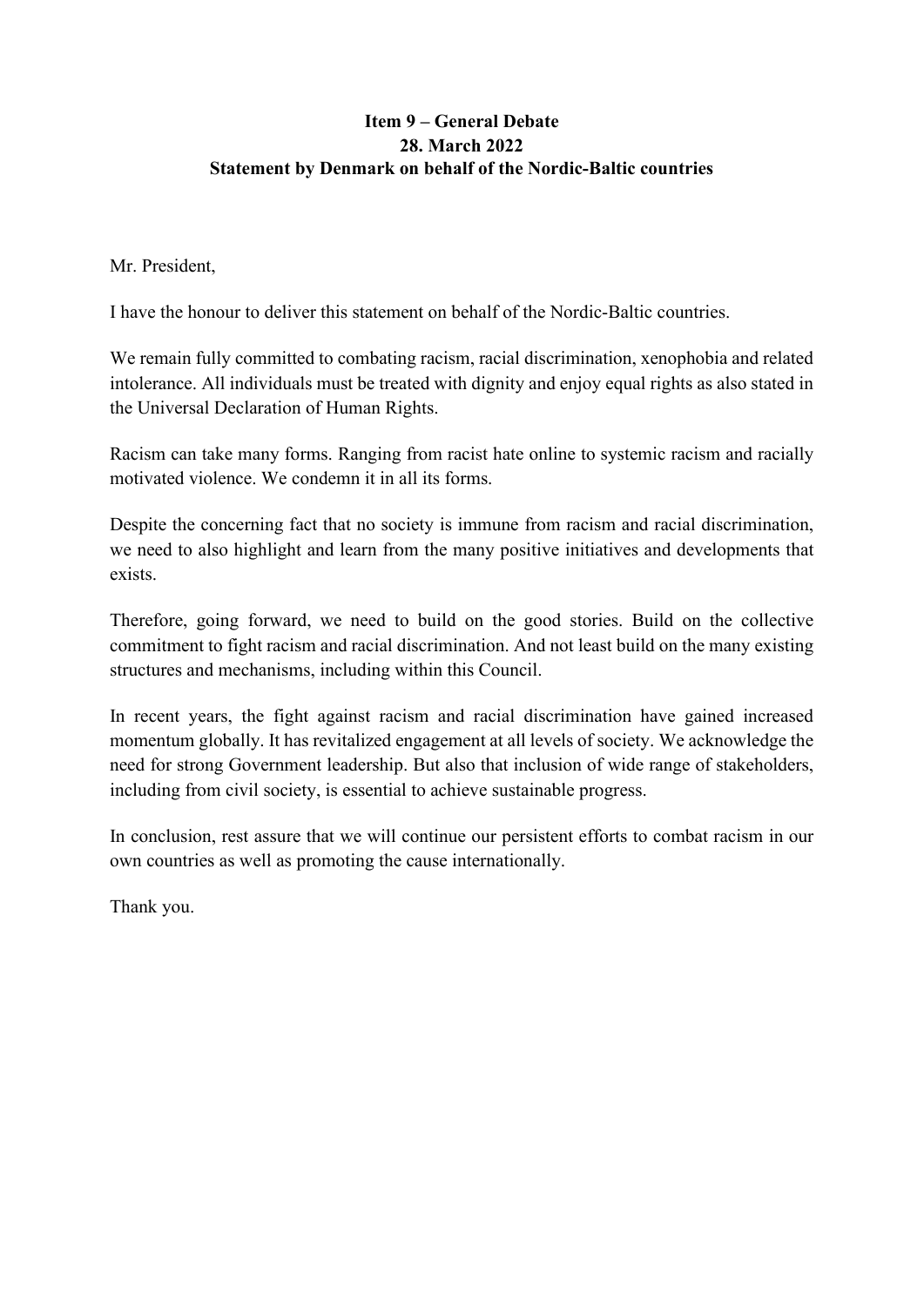**Item 9 – General Debate**
**28. March 2022**
**Statement by Denmark on behalf of the Nordic-Baltic countries**

Mr. President,

I have the honour to deliver this statement on behalf of the Nordic-Baltic countries.

We remain fully committed to combating racism, racial discrimination, xenophobia and related intolerance. All individuals must be treated with dignity and enjoy equal rights as also stated in the Universal Declaration of Human Rights.

Racism can take many forms. Ranging from racist hate online to systemic racism and racially motivated violence. We condemn it in all its forms.

Despite the concerning fact that no society is immune from racism and racial discrimination, we need to also highlight and learn from the many positive initiatives and developments that exists.

Therefore, going forward, we need to build on the good stories. Build on the collective commitment to fight racism and racial discrimination. And not least build on the many existing structures and mechanisms, including within this Council.

In recent years, the fight against racism and racial discrimination have gained increased momentum globally. It has revitalized engagement at all levels of society. We acknowledge the need for strong Government leadership. But also that inclusion of wide range of stakeholders, including from civil society, is essential to achieve sustainable progress.

In conclusion, rest assure that we will continue our persistent efforts to combat racism in our own countries as well as promoting the cause internationally.

Thank you.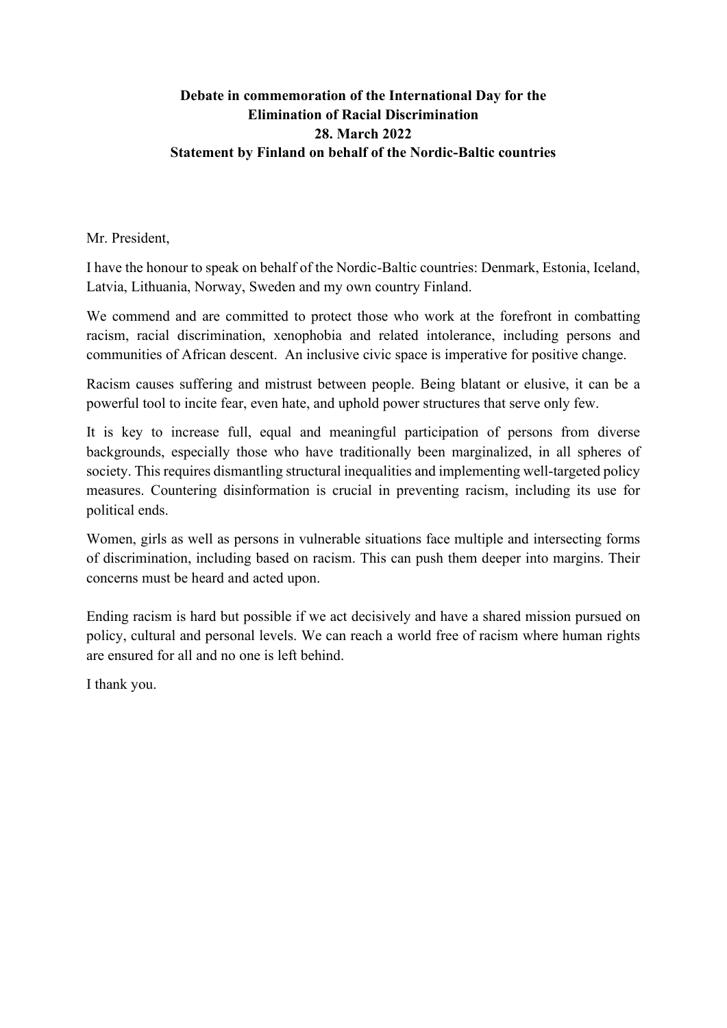**Debate in commemoration of the International Day for the Elimination of Racial Discrimination**
**28. March 2022**
**Statement by Finland on behalf of the Nordic-Baltic countries**

Mr. President,

I have the honour to speak on behalf of the Nordic-Baltic countries: Denmark, Estonia, Iceland, Latvia, Lithuania, Norway, Sweden and my own country Finland.

We commend and are committed to protect those who work at the forefront in combatting racism, racial discrimination, xenophobia and related intolerance, including persons and communities of African descent. An inclusive civic space is imperative for positive change.

Racism causes suffering and mistrust between people. Being blatant or elusive, it can be a powerful tool to incite fear, even hate, and uphold power structures that serve only few.

It is key to increase full, equal and meaningful participation of persons from diverse backgrounds, especially those who have traditionally been marginalized, in all spheres of society. This requires dismantling structural inequalities and implementing well-targeted policy measures. Countering disinformation is crucial in preventing racism, including its use for political ends.

Women, girls as well as persons in vulnerable situations face multiple and intersecting forms of discrimination, including based on racism. This can push them deeper into margins. Their concerns must be heard and acted upon.

Ending racism is hard but possible if we act decisively and have a shared mission pursued on policy, cultural and personal levels. We can reach a world free of racism where human rights are ensured for all and no one is left behind.

I thank you.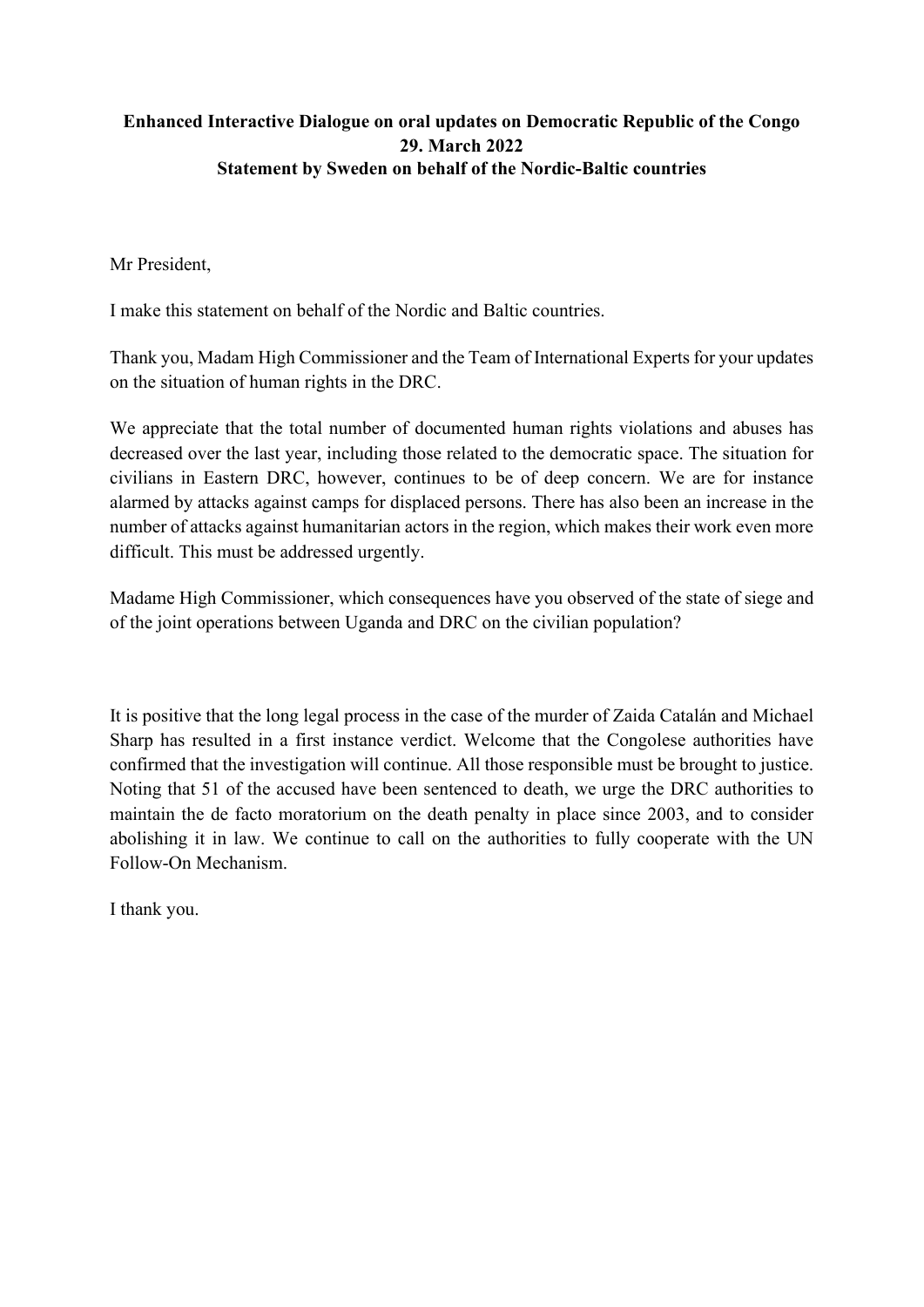**Enhanced Interactive Dialogue on oral updates on Democratic Republic of the Congo**
**29. March 2022**
**Statement by Sweden on behalf of the Nordic-Baltic countries**

Mr President,

I make this statement on behalf of the Nordic and Baltic countries.

Thank you, Madam High Commissioner and the Team of International Experts for your updates on the situation of human rights in the DRC.

We appreciate that the total number of documented human rights violations and abuses has decreased over the last year, including those related to the democratic space. The situation for civilians in Eastern DRC, however, continues to be of deep concern. We are for instance alarmed by attacks against camps for displaced persons. There has also been an increase in the number of attacks against humanitarian actors in the region, which makes their work even more difficult. This must be addressed urgently.

Madame High Commissioner, which consequences have you observed of the state of siege and of the joint operations between Uganda and DRC on the civilian population?

It is positive that the long legal process in the case of the murder of Zaida Catalán and Michael Sharp has resulted in a first instance verdict. Welcome that the Congolese authorities have confirmed that the investigation will continue. All those responsible must be brought to justice. Noting that 51 of the accused have been sentenced to death, we urge the DRC authorities to maintain the de facto moratorium on the death penalty in place since 2003, and to consider abolishing it in law. We continue to call on the authorities to fully cooperate with the UN Follow-On Mechanism.

I thank you.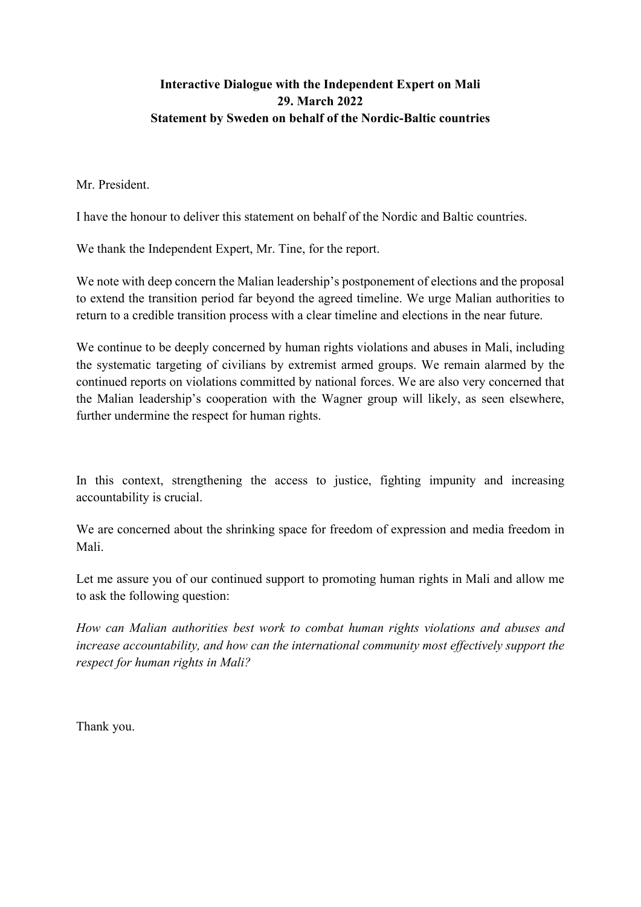**Interactive Dialogue with the Independent Expert on Mali**
**29. March 2022**
**Statement by Sweden on behalf of the Nordic-Baltic countries**

Mr. President.

I have the honour to deliver this statement on behalf of the Nordic and Baltic countries.

We thank the Independent Expert, Mr. Tine, for the report.

We note with deep concern the Malian leadership's postponement of elections and the proposal to extend the transition period far beyond the agreed timeline. We urge Malian authorities to return to a credible transition process with a clear timeline and elections in the near future.

We continue to be deeply concerned by human rights violations and abuses in Mali, including the systematic targeting of civilians by extremist armed groups. We remain alarmed by the continued reports on violations committed by national forces. We are also very concerned that the Malian leadership's cooperation with the Wagner group will likely, as seen elsewhere, further undermine the respect for human rights.

In this context, strengthening the access to justice, fighting impunity and increasing accountability is crucial.

We are concerned about the shrinking space for freedom of expression and media freedom in Mali.

Let me assure you of our continued support to promoting human rights in Mali and allow me to ask the following question:

*How can Malian authorities best work to combat human rights violations and abuses and increase accountability, and how can the international community most effectively support the respect for human rights in Mali?*

Thank you.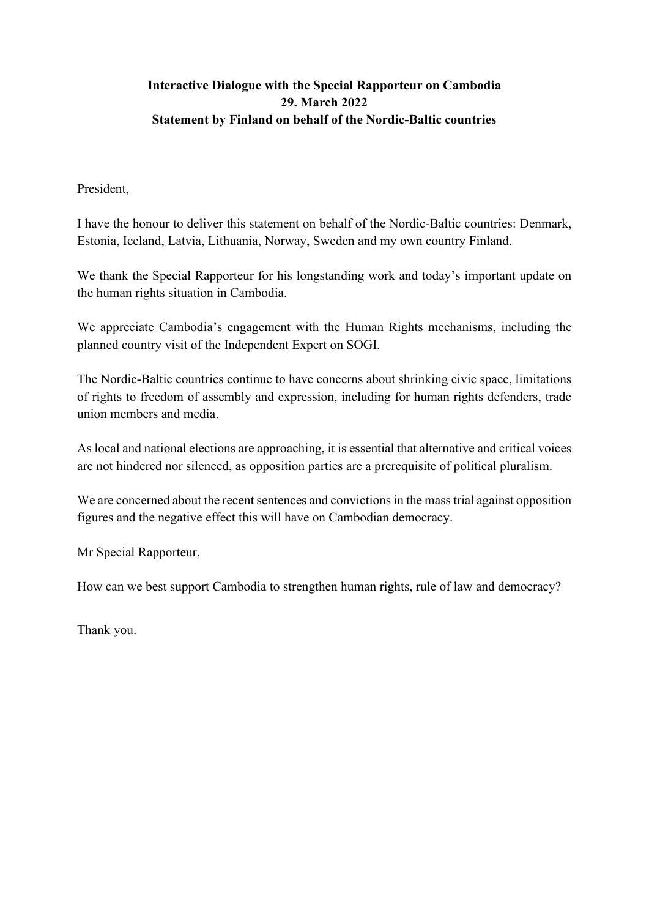**Interactive Dialogue with the Special Rapporteur on Cambodia**
**29. March 2022**
**Statement by Finland on behalf of the Nordic-Baltic countries**

President,

I have the honour to deliver this statement on behalf of the Nordic-Baltic countries: Denmark, Estonia, Iceland, Latvia, Lithuania, Norway, Sweden and my own country Finland.

We thank the Special Rapporteur for his longstanding work and today's important update on the human rights situation in Cambodia.

We appreciate Cambodia's engagement with the Human Rights mechanisms, including the planned country visit of the Independent Expert on SOGI.

The Nordic-Baltic countries continue to have concerns about shrinking civic space, limitations of rights to freedom of assembly and expression, including for human rights defenders, trade union members and media.

As local and national elections are approaching, it is essential that alternative and critical voices are not hindered nor silenced, as opposition parties are a prerequisite of political pluralism.

We are concerned about the recent sentences and convictions in the mass trial against opposition figures and the negative effect this will have on Cambodian democracy.

Mr Special Rapporteur,

How can we best support Cambodia to strengthen human rights, rule of law and democracy?

Thank you.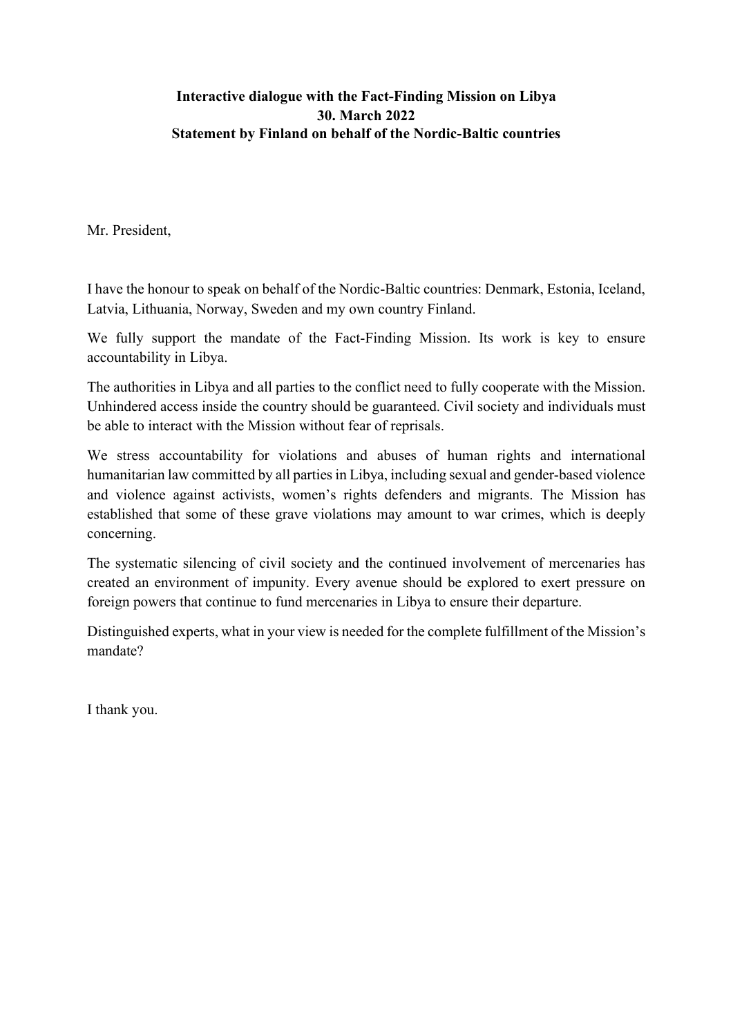**Interactive dialogue with the Fact-Finding Mission on Libya**
**30. March 2022**
**Statement by Finland on behalf of the Nordic-Baltic countries**

Mr. President,

I have the honour to speak on behalf of the Nordic-Baltic countries: Denmark, Estonia, Iceland, Latvia, Lithuania, Norway, Sweden and my own country Finland.

We fully support the mandate of the Fact-Finding Mission. Its work is key to ensure accountability in Libya.

The authorities in Libya and all parties to the conflict need to fully cooperate with the Mission. Unhindered access inside the country should be guaranteed. Civil society and individuals must be able to interact with the Mission without fear of reprisals.

We stress accountability for violations and abuses of human rights and international humanitarian law committed by all parties in Libya, including sexual and gender-based violence and violence against activists, women's rights defenders and migrants. The Mission has established that some of these grave violations may amount to war crimes, which is deeply concerning.

The systematic silencing of civil society and the continued involvement of mercenaries has created an environment of impunity. Every avenue should be explored to exert pressure on foreign powers that continue to fund mercenaries in Libya to ensure their departure.

Distinguished experts, what in your view is needed for the complete fulfillment of the Mission's mandate?

I thank you.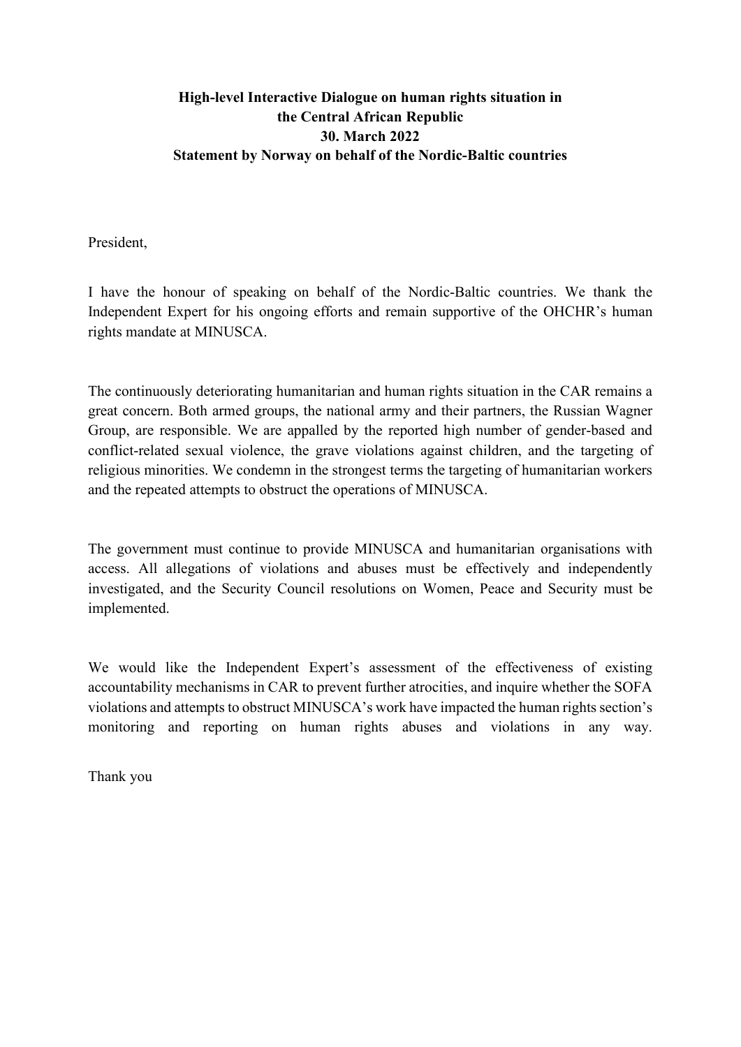**High-level Interactive Dialogue on human rights situation in the Central African Republic**
**30. March 2022**
**Statement by Norway on behalf of the Nordic-Baltic countries**

President,

I have the honour of speaking on behalf of the Nordic-Baltic countries. We thank the Independent Expert for his ongoing efforts and remain supportive of the OHCHR's human rights mandate at MINUSCA.

The continuously deteriorating humanitarian and human rights situation in the CAR remains a great concern. Both armed groups, the national army and their partners, the Russian Wagner Group, are responsible. We are appalled by the reported high number of gender-based and conflict-related sexual violence, the grave violations against children, and the targeting of religious minorities. We condemn in the strongest terms the targeting of humanitarian workers and the repeated attempts to obstruct the operations of MINUSCA.

The government must continue to provide MINUSCA and humanitarian organisations with access. All allegations of violations and abuses must be effectively and independently investigated, and the Security Council resolutions on Women, Peace and Security must be implemented.

We would like the Independent Expert's assessment of the effectiveness of existing accountability mechanisms in CAR to prevent further atrocities, and inquire whether the SOFA violations and attempts to obstruct MINUSCA's work have impacted the human rights section's monitoring and reporting on human rights abuses and violations in any way.

Thank you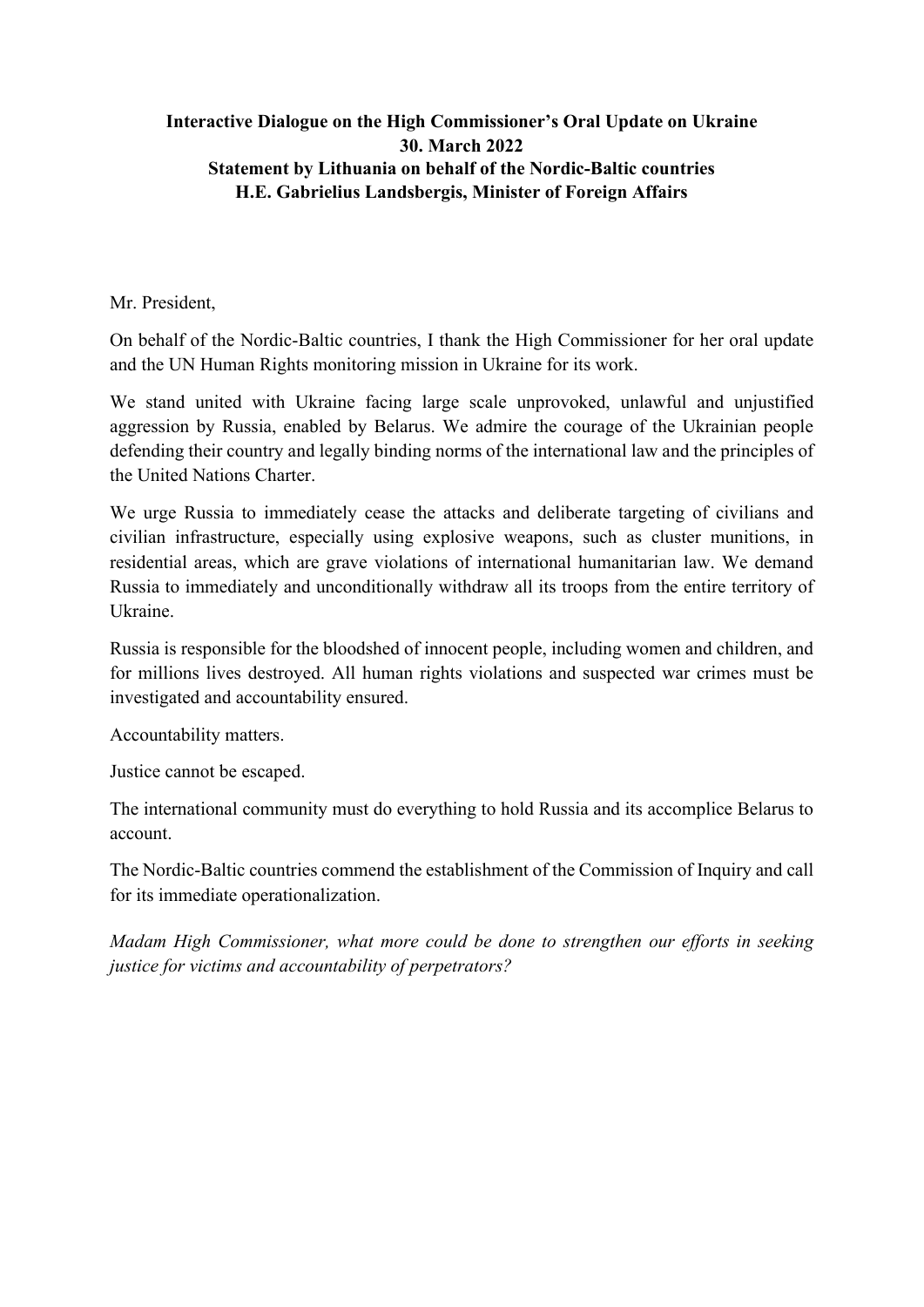**Interactive Dialogue on the High Commissioner's Oral Update on Ukraine**
**30. March 2022**
**Statement by Lithuania on behalf of the Nordic-Baltic countries**
**H.E. Gabrielius Landsbergis, Minister of Foreign Affairs**

Mr. President,

On behalf of the Nordic-Baltic countries, I thank the High Commissioner for her oral update and the UN Human Rights monitoring mission in Ukraine for its work.

We stand united with Ukraine facing large scale unprovoked, unlawful and unjustified aggression by Russia, enabled by Belarus. We admire the courage of the Ukrainian people defending their country and legally binding norms of the international law and the principles of the United Nations Charter.

We urge Russia to immediately cease the attacks and deliberate targeting of civilians and civilian infrastructure, especially using explosive weapons, such as cluster munitions, in residential areas, which are grave violations of international humanitarian law. We demand Russia to immediately and unconditionally withdraw all its troops from the entire territory of Ukraine.

Russia is responsible for the bloodshed of innocent people, including women and children, and for millions lives destroyed. All human rights violations and suspected war crimes must be investigated and accountability ensured.

Accountability matters.

Justice cannot be escaped.

The international community must do everything to hold Russia and its accomplice Belarus to account.

The Nordic-Baltic countries commend the establishment of the Commission of Inquiry and call for its immediate operationalization.

*Madam High Commissioner, what more could be done to strengthen our efforts in seeking justice for victims and accountability of perpetrators?*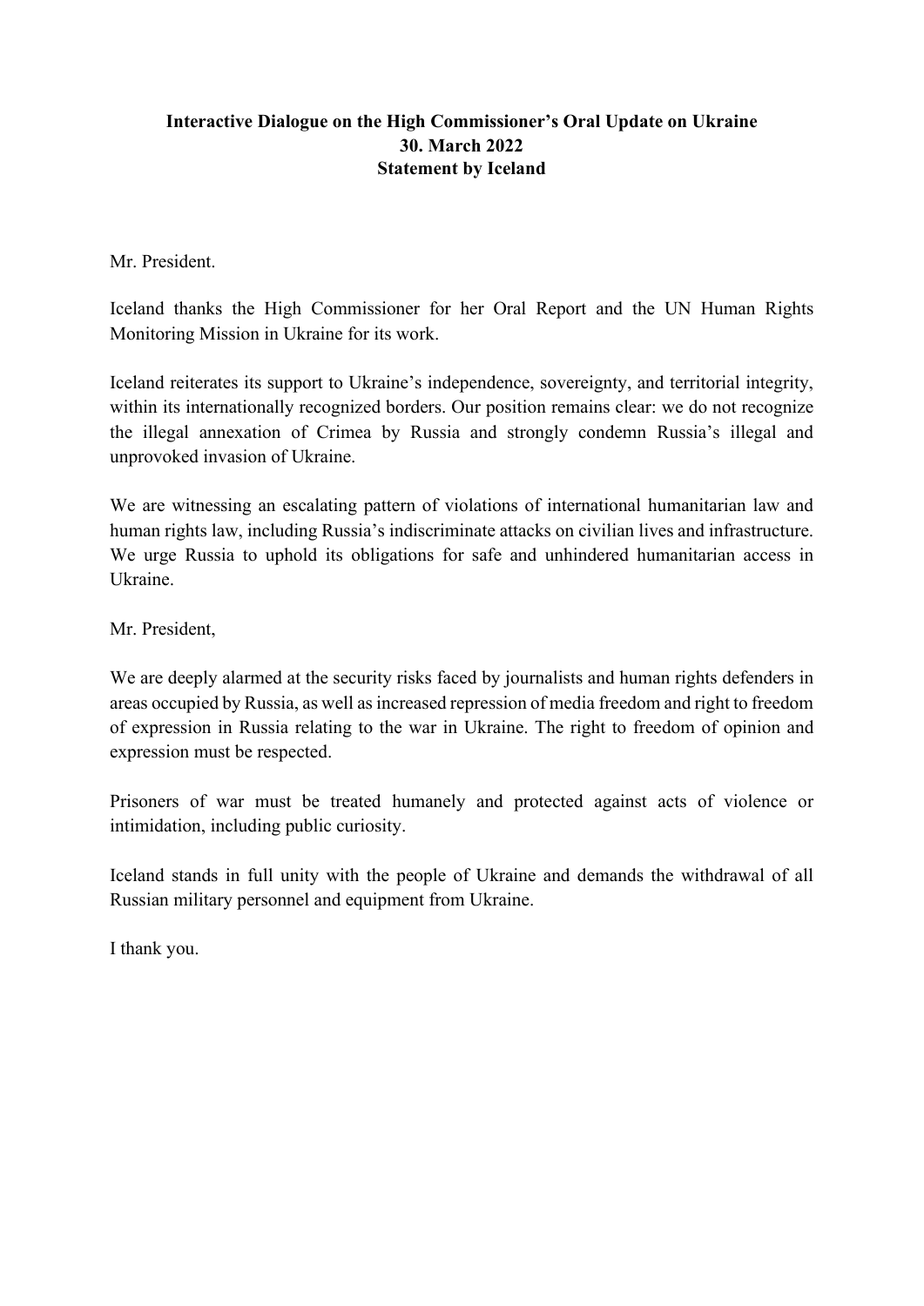**Interactive Dialogue on the High Commissioner's Oral Update on Ukraine**
**30. March 2022**
**Statement by Iceland**

Mr. President.

Iceland thanks the High Commissioner for her Oral Report and the UN Human Rights Monitoring Mission in Ukraine for its work.

Iceland reiterates its support to Ukraine's independence, sovereignty, and territorial integrity, within its internationally recognized borders. Our position remains clear: we do not recognize the illegal annexation of Crimea by Russia and strongly condemn Russia's illegal and unprovoked invasion of Ukraine.

We are witnessing an escalating pattern of violations of international humanitarian law and human rights law, including Russia's indiscriminate attacks on civilian lives and infrastructure. We urge Russia to uphold its obligations for safe and unhindered humanitarian access in Ukraine.

Mr. President,

We are deeply alarmed at the security risks faced by journalists and human rights defenders in areas occupied by Russia, as well as increased repression of media freedom and right to freedom of expression in Russia relating to the war in Ukraine. The right to freedom of opinion and expression must be respected.

Prisoners of war must be treated humanely and protected against acts of violence or intimidation, including public curiosity.

Iceland stands in full unity with the people of Ukraine and demands the withdrawal of all Russian military personnel and equipment from Ukraine.

I thank you.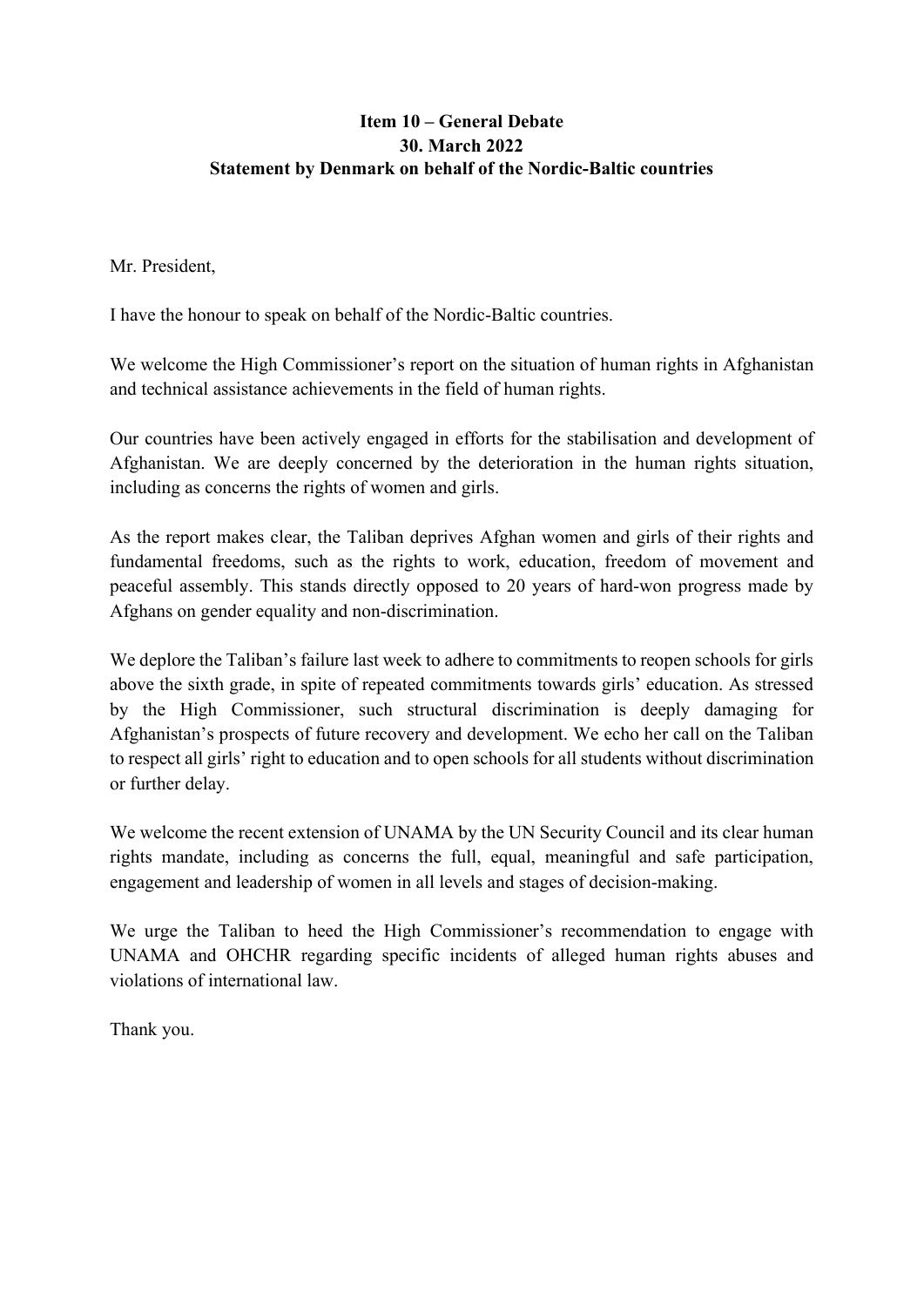**Item 10 – General Debate**
**30. March 2022**
**Statement by Denmark on behalf of the Nordic-Baltic countries**

Mr. President,

I have the honour to speak on behalf of the Nordic-Baltic countries.

We welcome the High Commissioner's report on the situation of human rights in Afghanistan and technical assistance achievements in the field of human rights.

Our countries have been actively engaged in efforts for the stabilisation and development of Afghanistan. We are deeply concerned by the deterioration in the human rights situation, including as concerns the rights of women and girls.

As the report makes clear, the Taliban deprives Afghan women and girls of their rights and fundamental freedoms, such as the rights to work, education, freedom of movement and peaceful assembly. This stands directly opposed to 20 years of hard-won progress made by Afghans on gender equality and non-discrimination.

We deplore the Taliban's failure last week to adhere to commitments to reopen schools for girls above the sixth grade, in spite of repeated commitments towards girls' education. As stressed by the High Commissioner, such structural discrimination is deeply damaging for Afghanistan's prospects of future recovery and development. We echo her call on the Taliban to respect all girls' right to education and to open schools for all students without discrimination or further delay.

We welcome the recent extension of UNAMA by the UN Security Council and its clear human rights mandate, including as concerns the full, equal, meaningful and safe participation, engagement and leadership of women in all levels and stages of decision-making.

We urge the Taliban to heed the High Commissioner's recommendation to engage with UNAMA and OHCHR regarding specific incidents of alleged human rights abuses and violations of international law.

Thank you.